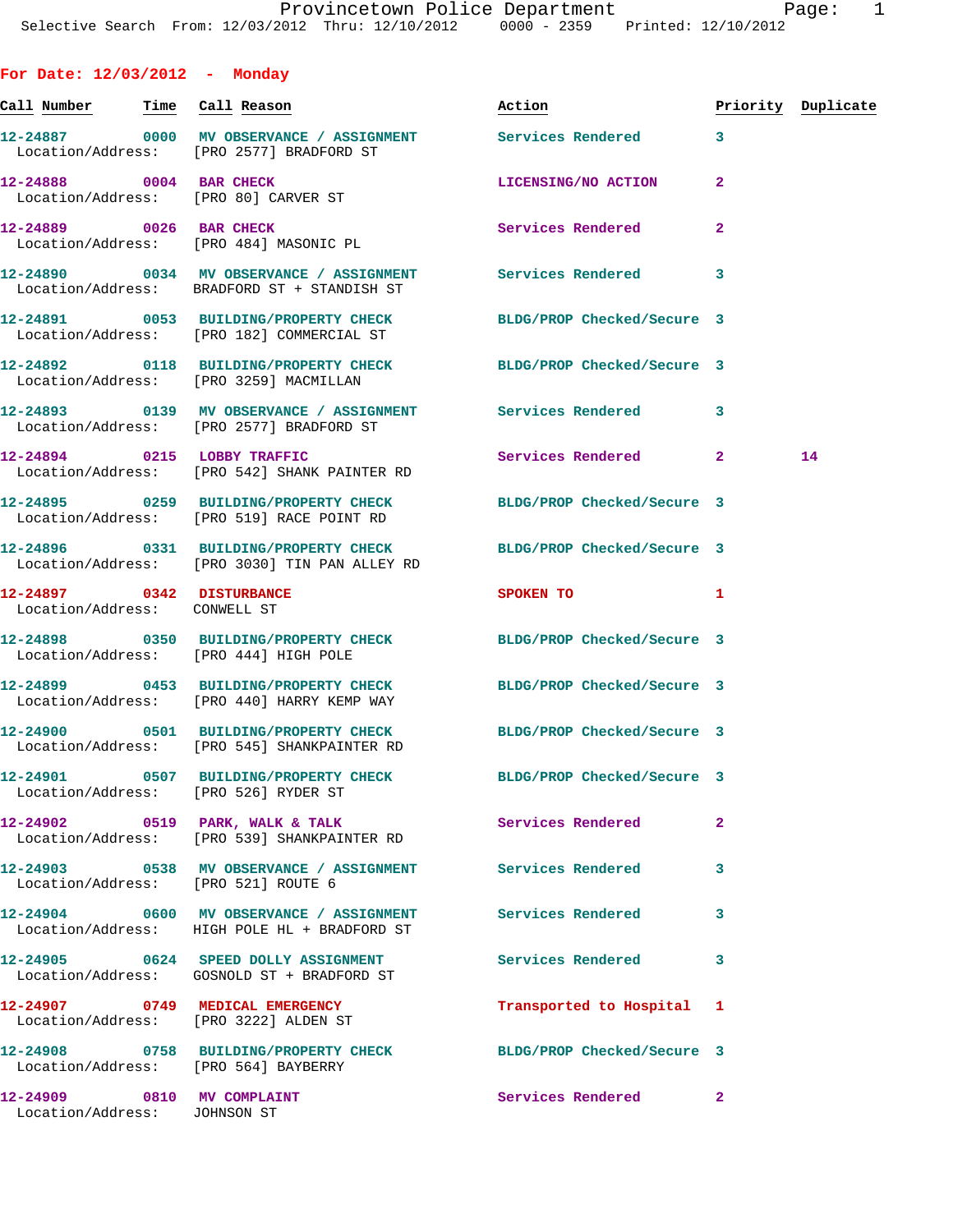**For Date: 12/03/2012 - Monday**

| Call Number | Time | Call Reason | Action | Priority | Duplicate |
|---|---|---|---|---|---|
| 12-24887 | 0000 | MV OBSERVANCE / ASSIGNMENT | Services Rendered | 3 | |
| Location/Address: [PRO 2577] BRADFORD ST | | | | | |
| 12-24888 | 0004 | BAR CHECK | LICENSING/NO ACTION | 2 | |
| Location/Address: [PRO 80] CARVER ST | | | | | |
| 12-24889 | 0026 | BAR CHECK | Services Rendered | 2 | |
| Location/Address: [PRO 484] MASONIC PL | | | | | |
| 12-24890 | 0034 | MV OBSERVANCE / ASSIGNMENT | Services Rendered | 3 | |
| Location/Address: BRADFORD ST + STANDISH ST | | | | | |
| 12-24891 | 0053 | BUILDING/PROPERTY CHECK | BLDG/PROP Checked/Secure | 3 | |
| Location/Address: [PRO 182] COMMERCIAL ST | | | | | |
| 12-24892 | 0118 | BUILDING/PROPERTY CHECK | BLDG/PROP Checked/Secure | 3 | |
| Location/Address: [PRO 3259] MACMILLAN | | | | | |
| 12-24893 | 0139 | MV OBSERVANCE / ASSIGNMENT | Services Rendered | 3 | |
| Location/Address: [PRO 2577] BRADFORD ST | | | | | |
| 12-24894 | 0215 | LOBBY TRAFFIC | Services Rendered | 2 | 14 |
| Location/Address: [PRO 542] SHANK PAINTER RD | | | | | |
| 12-24895 | 0259 | BUILDING/PROPERTY CHECK | BLDG/PROP Checked/Secure | 3 | |
| Location/Address: [PRO 519] RACE POINT RD | | | | | |
| 12-24896 | 0331 | BUILDING/PROPERTY CHECK | BLDG/PROP Checked/Secure | 3 | |
| Location/Address: [PRO 3030] TIN PAN ALLEY RD | | | | | |
| 12-24897 | 0342 | DISTURBANCE | SPOKEN TO | 1 | |
| Location/Address: CONWELL ST | | | | | |
| 12-24898 | 0350 | BUILDING/PROPERTY CHECK | BLDG/PROP Checked/Secure | 3 | |
| Location/Address: [PRO 444] HIGH POLE | | | | | |
| 12-24899 | 0453 | BUILDING/PROPERTY CHECK | BLDG/PROP Checked/Secure | 3 | |
| Location/Address: [PRO 440] HARRY KEMP WAY | | | | | |
| 12-24900 | 0501 | BUILDING/PROPERTY CHECK | BLDG/PROP Checked/Secure | 3 | |
| Location/Address: [PRO 545] SHANKPAINTER RD | | | | | |
| 12-24901 | 0507 | BUILDING/PROPERTY CHECK | BLDG/PROP Checked/Secure | 3 | |
| Location/Address: [PRO 526] RYDER ST | | | | | |
| 12-24902 | 0519 | PARK, WALK & TALK | Services Rendered | 2 | |
| Location/Address: [PRO 539] SHANKPAINTER RD | | | | | |
| 12-24903 | 0538 | MV OBSERVANCE / ASSIGNMENT | Services Rendered | 3 | |
| Location/Address: [PRO 521] ROUTE 6 | | | | | |
| 12-24904 | 0600 | MV OBSERVANCE / ASSIGNMENT | Services Rendered | 3 | |
| Location/Address: HIGH POLE HL + BRADFORD ST | | | | | |
| 12-24905 | 0624 | SPEED DOLLY ASSIGNMENT | Services Rendered | 3 | |
| Location/Address: GOSNOLD ST + BRADFORD ST | | | | | |
| 12-24907 | 0749 | MEDICAL EMERGENCY | Transported to Hospital | 1 | |
| Location/Address: [PRO 3222] ALDEN ST | | | | | |
| 12-24908 | 0758 | BUILDING/PROPERTY CHECK | BLDG/PROP Checked/Secure | 3 | |
| Location/Address: [PRO 564] BAYBERRY | | | | | |
| 12-24909 | 0810 | MV COMPLAINT | Services Rendered | 2 | |
| Location/Address: JOHNSON ST | | | | | |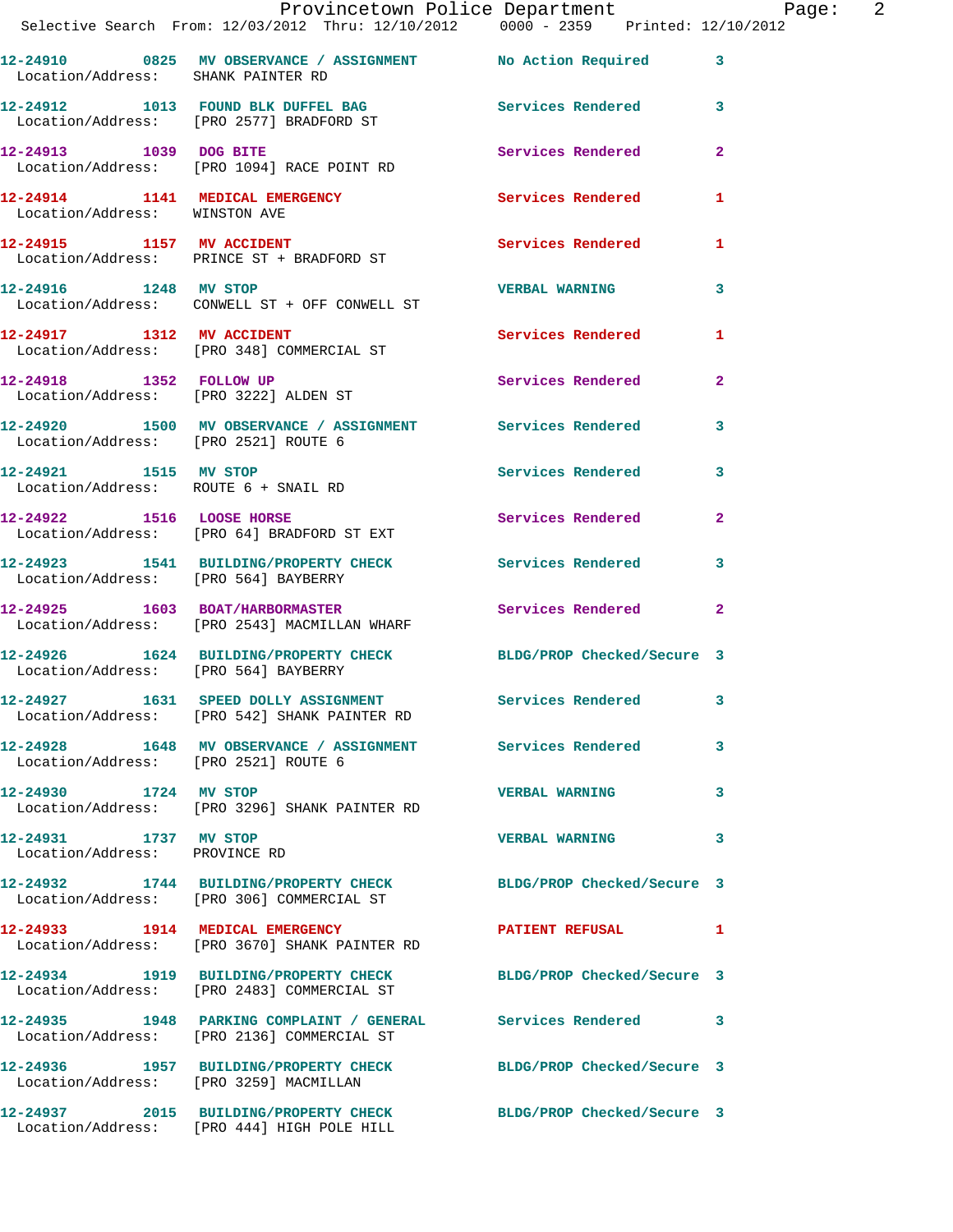| Call Number | Time | Call Reason | Action | Priority |
|---|---|---|---|---|
| 12-24910 | 0825 | MV OBSERVANCE / ASSIGNMENT | No Action Required | 3 |
| Location/Address: | | SHANK PAINTER RD | | |
| 12-24912 | 1013 | FOUND BLK DUFFEL BAG | Services Rendered | 3 |
| Location/Address: | | [PRO 2577] BRADFORD ST | | |
| 12-24913 | 1039 | DOG BITE | Services Rendered | 2 |
| Location/Address: | | [PRO 1094] RACE POINT RD | | |
| 12-24914 | 1141 | MEDICAL EMERGENCY | Services Rendered | 1 |
| Location/Address: | | WINSTON AVE | | |
| 12-24915 | 1157 | MV ACCIDENT | Services Rendered | 1 |
| Location/Address: | | PRINCE ST + BRADFORD ST | | |
| 12-24916 | 1248 | MV STOP | VERBAL WARNING | 3 |
| Location/Address: | | CONWELL ST + OFF CONWELL ST | | |
| 12-24917 | 1312 | MV ACCIDENT | Services Rendered | 1 |
| Location/Address: | | [PRO 348] COMMERCIAL ST | | |
| 12-24918 | 1352 | FOLLOW UP | Services Rendered | 2 |
| Location/Address: | | [PRO 3222] ALDEN ST | | |
| 12-24920 | 1500 | MV OBSERVANCE / ASSIGNMENT | Services Rendered | 3 |
| Location/Address: | | [PRO 2521] ROUTE 6 | | |
| 12-24921 | 1515 | MV STOP | Services Rendered | 3 |
| Location/Address: | | ROUTE 6 + SNAIL RD | | |
| 12-24922 | 1516 | LOOSE HORSE | Services Rendered | 2 |
| Location/Address: | | [PRO 64] BRADFORD ST EXT | | |
| 12-24923 | 1541 | BUILDING/PROPERTY CHECK | Services Rendered | 3 |
| Location/Address: | | [PRO 564] BAYBERRY | | |
| 12-24925 | 1603 | BOAT/HARBORMASTER | Services Rendered | 2 |
| Location/Address: | | [PRO 2543] MACMILLAN WHARF | | |
| 12-24926 | 1624 | BUILDING/PROPERTY CHECK | BLDG/PROP Checked/Secure | 3 |
| Location/Address: | | [PRO 564] BAYBERRY | | |
| 12-24927 | 1631 | SPEED DOLLY ASSIGNMENT | Services Rendered | 3 |
| Location/Address: | | [PRO 542] SHANK PAINTER RD | | |
| 12-24928 | 1648 | MV OBSERVANCE / ASSIGNMENT | Services Rendered | 3 |
| Location/Address: | | [PRO 2521] ROUTE 6 | | |
| 12-24930 | 1724 | MV STOP | VERBAL WARNING | 3 |
| Location/Address: | | [PRO 3296] SHANK PAINTER RD | | |
| 12-24931 | 1737 | MV STOP | VERBAL WARNING | 3 |
| Location/Address: | | PROVINCE RD | | |
| 12-24932 | 1744 | BUILDING/PROPERTY CHECK | BLDG/PROP Checked/Secure | 3 |
| Location/Address: | | [PRO 306] COMMERCIAL ST | | |
| 12-24933 | 1914 | MEDICAL EMERGENCY | PATIENT REFUSAL | 1 |
| Location/Address: | | [PRO 3670] SHANK PAINTER RD | | |
| 12-24934 | 1919 | BUILDING/PROPERTY CHECK | BLDG/PROP Checked/Secure | 3 |
| Location/Address: | | [PRO 2483] COMMERCIAL ST | | |
| 12-24935 | 1948 | PARKING COMPLAINT / GENERAL | Services Rendered | 3 |
| Location/Address: | | [PRO 2136] COMMERCIAL ST | | |
| 12-24936 | 1957 | BUILDING/PROPERTY CHECK | BLDG/PROP Checked/Secure | 3 |
| Location/Address: | | [PRO 3259] MACMILLAN | | |
| 12-24937 | 2015 | BUILDING/PROPERTY CHECK | BLDG/PROP Checked/Secure | 3 |
| Location/Address: | | [PRO 444] HIGH POLE HILL | | |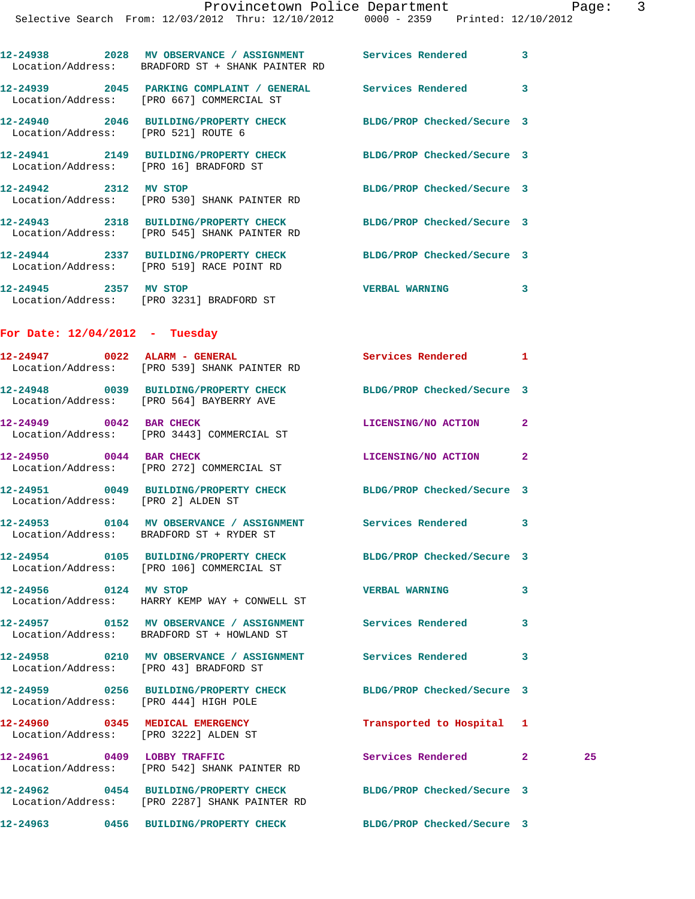12-24938 2028 MV OBSERVANCE / ASSIGNMENT Services Rendered 3
Location/Address: BRADFORD ST + SHANK PAINTER RD

12-24939 2045 PARKING COMPLAINT / GENERAL Services Rendered 3
Location/Address: [PRO 667] COMMERCIAL ST

12-24940 2046 BUILDING/PROPERTY CHECK BLDG/PROP Checked/Secure 3
Location/Address: [PRO 521] ROUTE 6

12-24941 2149 BUILDING/PROPERTY CHECK BLDG/PROP Checked/Secure 3
Location/Address: [PRO 16] BRADFORD ST

12-24942 2312 MV STOP BLDG/PROP Checked/Secure 3
Location/Address: [PRO 530] SHANK PAINTER RD

12-24943 2318 BUILDING/PROPERTY CHECK BLDG/PROP Checked/Secure 3
Location/Address: [PRO 545] SHANK PAINTER RD

12-24944 2337 BUILDING/PROPERTY CHECK BLDG/PROP Checked/Secure 3
Location/Address: [PRO 519] RACE POINT RD

12-24945 2357 MV STOP VERBAL WARNING 3
Location/Address: [PRO 3231] BRADFORD ST

## For Date: 12/04/2012 - Tuesday

12-24947 0022 ALARM - GENERAL Services Rendered 1
Location/Address: [PRO 539] SHANK PAINTER RD

12-24948 0039 BUILDING/PROPERTY CHECK BLDG/PROP Checked/Secure 3
Location/Address: [PRO 564] BAYBERRY AVE

12-24949 0042 BAR CHECK LICENSING/NO ACTION 2
Location/Address: [PRO 3443] COMMERCIAL ST

12-24950 0044 BAR CHECK LICENSING/NO ACTION 2
Location/Address: [PRO 272] COMMERCIAL ST

12-24951 0049 BUILDING/PROPERTY CHECK BLDG/PROP Checked/Secure 3
Location/Address: [PRO 2] ALDEN ST

12-24953 0104 MV OBSERVANCE / ASSIGNMENT Services Rendered 3
Location/Address: BRADFORD ST + RYDER ST

12-24954 0105 BUILDING/PROPERTY CHECK BLDG/PROP Checked/Secure 3
Location/Address: [PRO 106] COMMERCIAL ST

12-24956 0124 MV STOP VERBAL WARNING 3
Location/Address: HARRY KEMP WAY + CONWELL ST

12-24957 0152 MV OBSERVANCE / ASSIGNMENT Services Rendered 3
Location/Address: BRADFORD ST + HOWLAND ST

12-24958 0210 MV OBSERVANCE / ASSIGNMENT Services Rendered 3
Location/Address: [PRO 43] BRADFORD ST

12-24959 0256 BUILDING/PROPERTY CHECK BLDG/PROP Checked/Secure 3
Location/Address: [PRO 444] HIGH POLE

12-24960 0345 MEDICAL EMERGENCY Transported to Hospital 1
Location/Address: [PRO 3222] ALDEN ST

12-24961 0409 LOBBY TRAFFIC Services Rendered 2 25
Location/Address: [PRO 542] SHANK PAINTER RD

12-24962 0454 BUILDING/PROPERTY CHECK BLDG/PROP Checked/Secure 3
Location/Address: [PRO 2287] SHANK PAINTER RD

12-24963 0456 BUILDING/PROPERTY CHECK BLDG/PROP Checked/Secure 3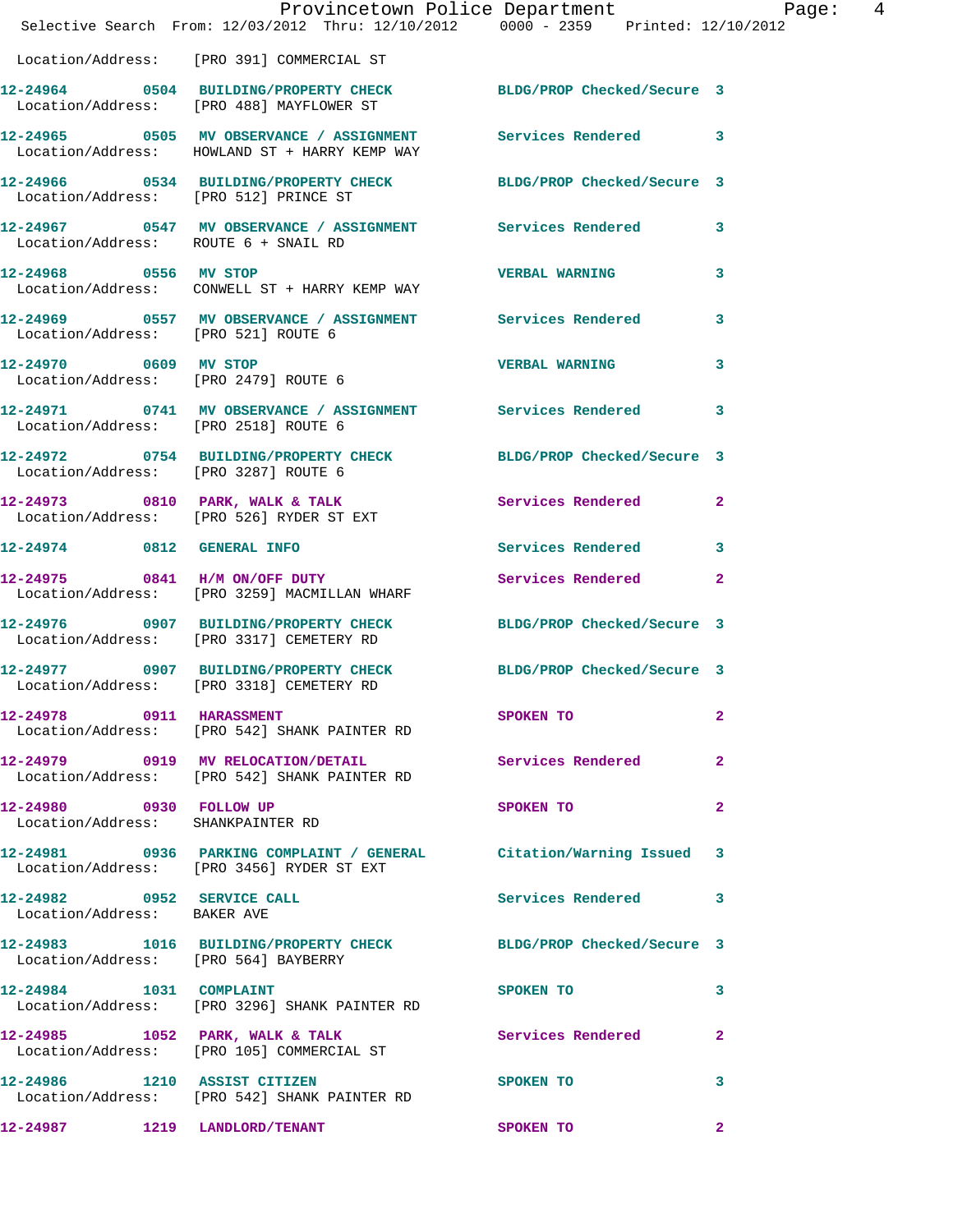Location/Address: [PRO 391] COMMERCIAL ST

12-24964 0504 BUILDING/PROPERTY CHECK BLDG/PROP Checked/Secure 3
Location/Address: [PRO 488] MAYFLOWER ST

12-24965 0505 MV OBSERVANCE / ASSIGNMENT Services Rendered 3
Location/Address: HOWLAND ST + HARRY KEMP WAY

12-24966 0534 BUILDING/PROPERTY CHECK BLDG/PROP Checked/Secure 3
Location/Address: [PRO 512] PRINCE ST

12-24967 0547 MV OBSERVANCE / ASSIGNMENT Services Rendered 3
Location/Address: ROUTE 6 + SNAIL RD

12-24968 0556 MV STOP VERBAL WARNING 3
Location/Address: CONWELL ST + HARRY KEMP WAY

12-24969 0557 MV OBSERVANCE / ASSIGNMENT Services Rendered 3
Location/Address: [PRO 521] ROUTE 6

12-24970 0609 MV STOP VERBAL WARNING 3
Location/Address: [PRO 2479] ROUTE 6

12-24971 0741 MV OBSERVANCE / ASSIGNMENT Services Rendered 3
Location/Address: [PRO 2518] ROUTE 6

12-24972 0754 BUILDING/PROPERTY CHECK BLDG/PROP Checked/Secure 3
Location/Address: [PRO 3287] ROUTE 6

12-24973 0810 PARK, WALK & TALK Services Rendered 2
Location/Address: [PRO 526] RYDER ST EXT

12-24974 0812 GENERAL INFO Services Rendered 3

12-24975 0841 H/M ON/OFF DUTY Services Rendered 2
Location/Address: [PRO 3259] MACMILLAN WHARF

12-24976 0907 BUILDING/PROPERTY CHECK BLDG/PROP Checked/Secure 3
Location/Address: [PRO 3317] CEMETERY RD

12-24977 0907 BUILDING/PROPERTY CHECK BLDG/PROP Checked/Secure 3
Location/Address: [PRO 3318] CEMETERY RD

12-24978 0911 HARASSMENT SPOKEN TO 2
Location/Address: [PRO 542] SHANK PAINTER RD

12-24979 0919 MV RELOCATION/DETAIL Services Rendered 2
Location/Address: [PRO 542] SHANK PAINTER RD

12-24980 0930 FOLLOW UP SPOKEN TO 2
Location/Address: SHANKPAINTER RD

12-24981 0936 PARKING COMPLAINT / GENERAL Citation/Warning Issued 3
Location/Address: [PRO 3456] RYDER ST EXT

12-24982 0952 SERVICE CALL Services Rendered 3
Location/Address: BAKER AVE

12-24983 1016 BUILDING/PROPERTY CHECK BLDG/PROP Checked/Secure 3
Location/Address: [PRO 564] BAYBERRY

12-24984 1031 COMPLAINT SPOKEN TO 3
Location/Address: [PRO 3296] SHANK PAINTER RD

12-24985 1052 PARK, WALK & TALK Services Rendered 2
Location/Address: [PRO 105] COMMERCIAL ST

12-24986 1210 ASSIST CITIZEN SPOKEN TO 3
Location/Address: [PRO 542] SHANK PAINTER RD

12-24987 1219 LANDLORD/TENANT SPOKEN TO 2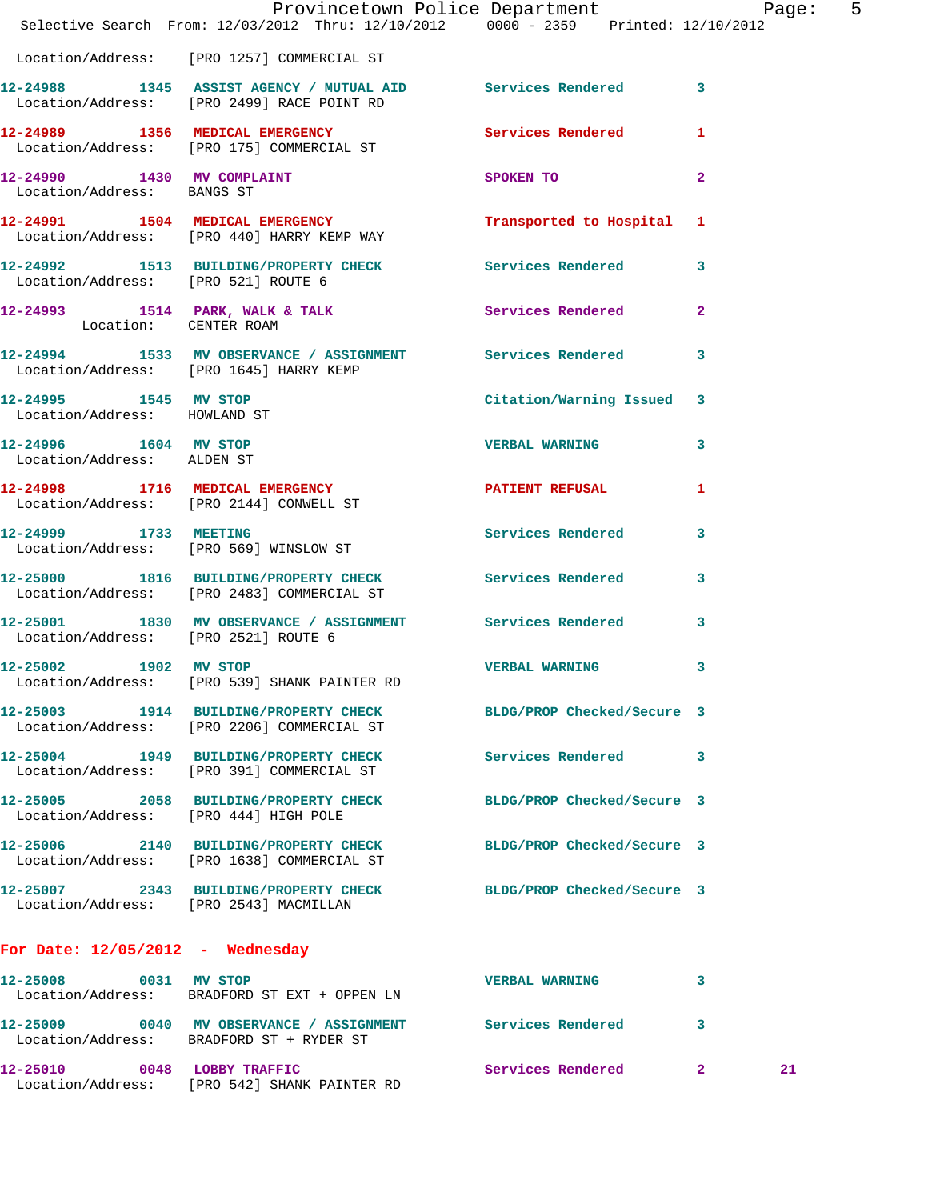Location/Address: [PRO 1257] COMMERCIAL ST

12-24988 1345 ASSIST AGENCY / MUTUAL AID Services Rendered 3
Location/Address: [PRO 2499] RACE POINT RD

12-24989 1356 MEDICAL EMERGENCY Services Rendered 1
Location/Address: [PRO 175] COMMERCIAL ST

12-24990 1430 MV COMPLAINT SPOKEN TO 2
Location/Address: BANGS ST

12-24991 1504 MEDICAL EMERGENCY Transported to Hospital 1
Location/Address: [PRO 440] HARRY KEMP WAY

12-24992 1513 BUILDING/PROPERTY CHECK Services Rendered 3
Location/Address: [PRO 521] ROUTE 6

12-24993 1514 PARK, WALK & TALK Services Rendered 2
Location: CENTER ROAM

12-24994 1533 MV OBSERVANCE / ASSIGNMENT Services Rendered 3
Location/Address: [PRO 1645] HARRY KEMP

12-24995 1545 MV STOP Citation/Warning Issued 3
Location/Address: HOWLAND ST

12-24996 1604 MV STOP VERBAL WARNING 3
Location/Address: ALDEN ST

12-24998 1716 MEDICAL EMERGENCY PATIENT REFUSAL 1
Location/Address: [PRO 2144] CONWELL ST

12-24999 1733 MEETING Services Rendered 3
Location/Address: [PRO 569] WINSLOW ST

12-25000 1816 BUILDING/PROPERTY CHECK Services Rendered 3
Location/Address: [PRO 2483] COMMERCIAL ST

12-25001 1830 MV OBSERVANCE / ASSIGNMENT Services Rendered 3
Location/Address: [PRO 2521] ROUTE 6

12-25002 1902 MV STOP VERBAL WARNING 3
Location/Address: [PRO 539] SHANK PAINTER RD

12-25003 1914 BUILDING/PROPERTY CHECK BLDG/PROP Checked/Secure 3
Location/Address: [PRO 2206] COMMERCIAL ST

12-25004 1949 BUILDING/PROPERTY CHECK Services Rendered 3
Location/Address: [PRO 391] COMMERCIAL ST

12-25005 2058 BUILDING/PROPERTY CHECK BLDG/PROP Checked/Secure 3
Location/Address: [PRO 444] HIGH POLE

12-25006 2140 BUILDING/PROPERTY CHECK BLDG/PROP Checked/Secure 3
Location/Address: [PRO 1638] COMMERCIAL ST

12-25007 2343 BUILDING/PROPERTY CHECK BLDG/PROP Checked/Secure 3
Location/Address: [PRO 2543] MACMILLAN

## For Date: 12/05/2012 - Wednesday

12-25008 0031 MV STOP VERBAL WARNING 3
Location/Address: BRADFORD ST EXT + OPPEN LN

12-25009 0040 MV OBSERVANCE / ASSIGNMENT Services Rendered 3
Location/Address: BRADFORD ST + RYDER ST

12-25010 0048 LOBBY TRAFFIC Services Rendered 2 21
Location/Address: [PRO 542] SHANK PAINTER RD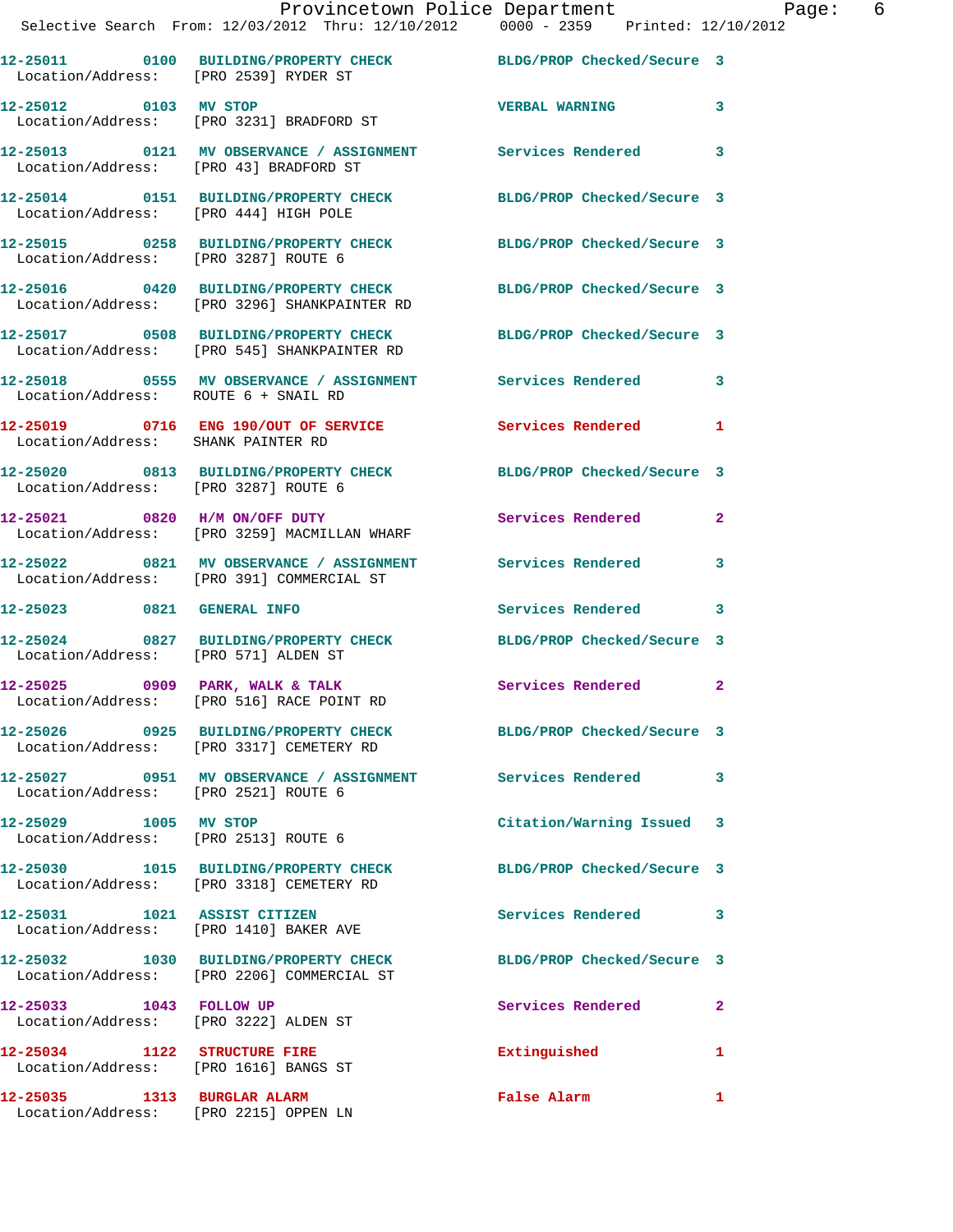12-25011 0100 BUILDING/PROPERTY CHECK BLDG/PROP Checked/Secure 3
Location/Address: [PRO 2539] RYDER ST

12-25012 0103 MV STOP VERBAL WARNING 3
Location/Address: [PRO 3231] BRADFORD ST

12-25013 0121 MV OBSERVANCE / ASSIGNMENT Services Rendered 3
Location/Address: [PRO 43] BRADFORD ST

12-25014 0151 BUILDING/PROPERTY CHECK BLDG/PROP Checked/Secure 3
Location/Address: [PRO 444] HIGH POLE

12-25015 0258 BUILDING/PROPERTY CHECK BLDG/PROP Checked/Secure 3
Location/Address: [PRO 3287] ROUTE 6

12-25016 0420 BUILDING/PROPERTY CHECK BLDG/PROP Checked/Secure 3
Location/Address: [PRO 3296] SHANKPAINTER RD

12-25017 0508 BUILDING/PROPERTY CHECK BLDG/PROP Checked/Secure 3
Location/Address: [PRO 545] SHANKPAINTER RD

12-25018 0555 MV OBSERVANCE / ASSIGNMENT Services Rendered 3
Location/Address: ROUTE 6 + SNAIL RD

12-25019 0716 ENG 190/OUT OF SERVICE Services Rendered 1
Location/Address: SHANK PAINTER RD

12-25020 0813 BUILDING/PROPERTY CHECK BLDG/PROP Checked/Secure 3
Location/Address: [PRO 3287] ROUTE 6

12-25021 0820 H/M ON/OFF DUTY Services Rendered 2
Location/Address: [PRO 3259] MACMILLAN WHARF

12-25022 0821 MV OBSERVANCE / ASSIGNMENT Services Rendered 3
Location/Address: [PRO 391] COMMERCIAL ST

12-25023 0821 GENERAL INFO Services Rendered 3

12-25024 0827 BUILDING/PROPERTY CHECK BLDG/PROP Checked/Secure 3
Location/Address: [PRO 571] ALDEN ST

12-25025 0909 PARK, WALK & TALK Services Rendered 2
Location/Address: [PRO 516] RACE POINT RD

12-25026 0925 BUILDING/PROPERTY CHECK BLDG/PROP Checked/Secure 3
Location/Address: [PRO 3317] CEMETERY RD

12-25027 0951 MV OBSERVANCE / ASSIGNMENT Services Rendered 3
Location/Address: [PRO 2521] ROUTE 6

12-25029 1005 MV STOP Citation/Warning Issued 3
Location/Address: [PRO 2513] ROUTE 6

12-25030 1015 BUILDING/PROPERTY CHECK BLDG/PROP Checked/Secure 3
Location/Address: [PRO 3318] CEMETERY RD

12-25031 1021 ASSIST CITIZEN Services Rendered 3
Location/Address: [PRO 1410] BAKER AVE

12-25032 1030 BUILDING/PROPERTY CHECK BLDG/PROP Checked/Secure 3
Location/Address: [PRO 2206] COMMERCIAL ST

12-25033 1043 FOLLOW UP Services Rendered 2
Location/Address: [PRO 3222] ALDEN ST

12-25034 1122 STRUCTURE FIRE Extinguished 1
Location/Address: [PRO 1616] BANGS ST

12-25035 1313 BURGLAR ALARM False Alarm 1
Location/Address: [PRO 2215] OPPEN LN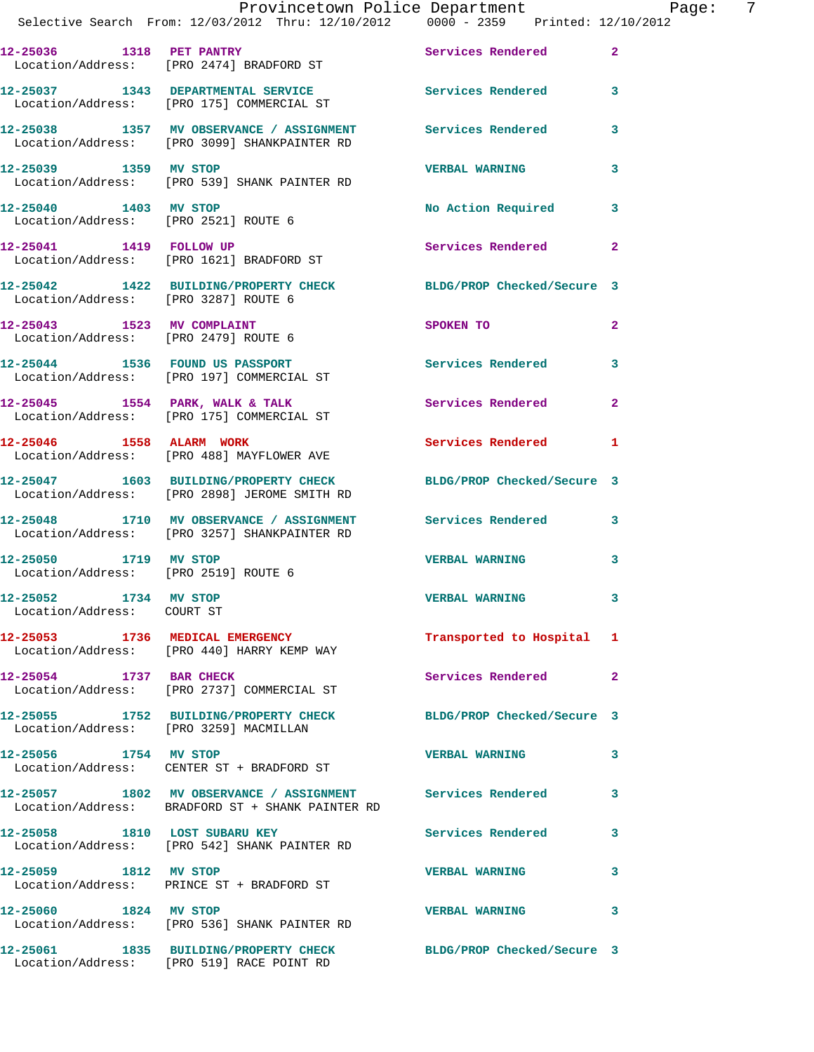| Call # | Time | Call Reason | Action | Priority |
|---|---|---|---|---|
| 12-25036 | 1318 | PET PANTRY<br>Location/Address: [PRO 2474] BRADFORD ST | Services Rendered | 2 |
| 12-25037 | 1343 | DEPARTMENTAL SERVICE<br>Location/Address: [PRO 175] COMMERCIAL ST | Services Rendered | 3 |
| 12-25038 | 1357 | MV OBSERVANCE / ASSIGNMENT<br>Location/Address: [PRO 3099] SHANKPAINTER RD | Services Rendered | 3 |
| 12-25039 | 1359 | MV STOP<br>Location/Address: [PRO 539] SHANK PAINTER RD | VERBAL WARNING | 3 |
| 12-25040 | 1403 | MV STOP<br>Location/Address: [PRO 2521] ROUTE 6 | No Action Required | 3 |
| 12-25041 | 1419 | FOLLOW UP<br>Location/Address: [PRO 1621] BRADFORD ST | Services Rendered | 2 |
| 12-25042 | 1422 | BUILDING/PROPERTY CHECK<br>Location/Address: [PRO 3287] ROUTE 6 | BLDG/PROP Checked/Secure | 3 |
| 12-25043 | 1523 | MV COMPLAINT<br>Location/Address: [PRO 2479] ROUTE 6 | SPOKEN TO | 2 |
| 12-25044 | 1536 | FOUND US PASSPORT<br>Location/Address: [PRO 197] COMMERCIAL ST | Services Rendered | 3 |
| 12-25045 | 1554 | PARK, WALK & TALK<br>Location/Address: [PRO 175] COMMERCIAL ST | Services Rendered | 2 |
| 12-25046 | 1558 | ALARM WORK<br>Location/Address: [PRO 488] MAYFLOWER AVE | Services Rendered | 1 |
| 12-25047 | 1603 | BUILDING/PROPERTY CHECK<br>Location/Address: [PRO 2898] JEROME SMITH RD | BLDG/PROP Checked/Secure | 3 |
| 12-25048 | 1710 | MV OBSERVANCE / ASSIGNMENT<br>Location/Address: [PRO 3257] SHANKPAINTER RD | Services Rendered | 3 |
| 12-25050 | 1719 | MV STOP<br>Location/Address: [PRO 2519] ROUTE 6 | VERBAL WARNING | 3 |
| 12-25052 | 1734 | MV STOP<br>Location/Address: COURT ST | VERBAL WARNING | 3 |
| 12-25053 | 1736 | MEDICAL EMERGENCY<br>Location/Address: [PRO 440] HARRY KEMP WAY | Transported to Hospital | 1 |
| 12-25054 | 1737 | BAR CHECK<br>Location/Address: [PRO 2737] COMMERCIAL ST | Services Rendered | 2 |
| 12-25055 | 1752 | BUILDING/PROPERTY CHECK<br>Location/Address: [PRO 3259] MACMILLAN | BLDG/PROP Checked/Secure | 3 |
| 12-25056 | 1754 | MV STOP<br>Location/Address: CENTER ST + BRADFORD ST | VERBAL WARNING | 3 |
| 12-25057 | 1802 | MV OBSERVANCE / ASSIGNMENT<br>Location/Address: BRADFORD ST + SHANK PAINTER RD | Services Rendered | 3 |
| 12-25058 | 1810 | LOST SUBARU KEY<br>Location/Address: [PRO 542] SHANK PAINTER RD | Services Rendered | 3 |
| 12-25059 | 1812 | MV STOP<br>Location/Address: PRINCE ST + BRADFORD ST | VERBAL WARNING | 3 |
| 12-25060 | 1824 | MV STOP<br>Location/Address: [PRO 536] SHANK PAINTER RD | VERBAL WARNING | 3 |
| 12-25061 | 1835 | BUILDING/PROPERTY CHECK<br>Location/Address: [PRO 519] RACE POINT RD | BLDG/PROP Checked/Secure | 3 |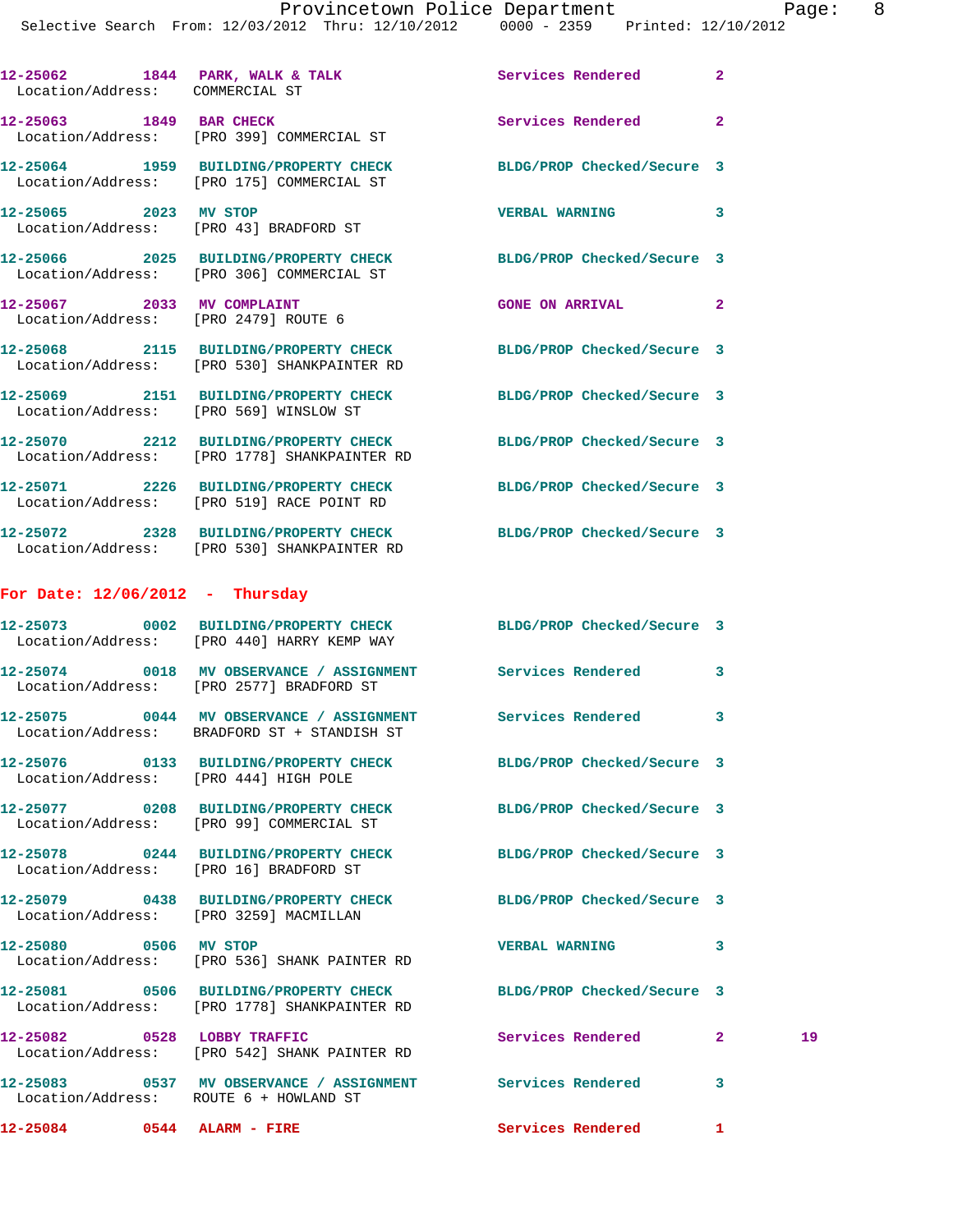12-25062 1844 PARK, WALK & TALK Services Rendered 2
Location/Address: COMMERCIAL ST

12-25063 1849 BAR CHECK Services Rendered 2
Location/Address: [PRO 399] COMMERCIAL ST

12-25064 1959 BUILDING/PROPERTY CHECK BLDG/PROP Checked/Secure 3
Location/Address: [PRO 175] COMMERCIAL ST

12-25065 2023 MV STOP VERBAL WARNING 3
Location/Address: [PRO 43] BRADFORD ST

12-25066 2025 BUILDING/PROPERTY CHECK BLDG/PROP Checked/Secure 3
Location/Address: [PRO 306] COMMERCIAL ST

12-25067 2033 MV COMPLAINT GONE ON ARRIVAL 2
Location/Address: [PRO 2479] ROUTE 6

12-25068 2115 BUILDING/PROPERTY CHECK BLDG/PROP Checked/Secure 3
Location/Address: [PRO 530] SHANKPAINTER RD

12-25069 2151 BUILDING/PROPERTY CHECK BLDG/PROP Checked/Secure 3
Location/Address: [PRO 569] WINSLOW ST

12-25070 2212 BUILDING/PROPERTY CHECK BLDG/PROP Checked/Secure 3
Location/Address: [PRO 1778] SHANKPAINTER RD

12-25071 2226 BUILDING/PROPERTY CHECK BLDG/PROP Checked/Secure 3
Location/Address: [PRO 519] RACE POINT RD

12-25072 2328 BUILDING/PROPERTY CHECK BLDG/PROP Checked/Secure 3
Location/Address: [PRO 530] SHANKPAINTER RD

**For Date: 12/06/2012 - Thursday**

12-25073 0002 BUILDING/PROPERTY CHECK BLDG/PROP Checked/Secure 3
Location/Address: [PRO 440] HARRY KEMP WAY

12-25074 0018 MV OBSERVANCE / ASSIGNMENT Services Rendered 3
Location/Address: [PRO 2577] BRADFORD ST

12-25075 0044 MV OBSERVANCE / ASSIGNMENT Services Rendered 3
Location/Address: BRADFORD ST + STANDISH ST

12-25076 0133 BUILDING/PROPERTY CHECK BLDG/PROP Checked/Secure 3
Location/Address: [PRO 444] HIGH POLE

12-25077 0208 BUILDING/PROPERTY CHECK BLDG/PROP Checked/Secure 3
Location/Address: [PRO 99] COMMERCIAL ST

12-25078 0244 BUILDING/PROPERTY CHECK BLDG/PROP Checked/Secure 3
Location/Address: [PRO 16] BRADFORD ST

12-25079 0438 BUILDING/PROPERTY CHECK BLDG/PROP Checked/Secure 3
Location/Address: [PRO 3259] MACMILLAN

12-25080 0506 MV STOP VERBAL WARNING 3
Location/Address: [PRO 536] SHANK PAINTER RD

12-25081 0506 BUILDING/PROPERTY CHECK BLDG/PROP Checked/Secure 3
Location/Address: [PRO 1778] SHANKPAINTER RD

12-25082 0528 LOBBY TRAFFIC Services Rendered 2 19
Location/Address: [PRO 542] SHANK PAINTER RD

12-25083 0537 MV OBSERVANCE / ASSIGNMENT Services Rendered 3
Location/Address: ROUTE 6 + HOWLAND ST

12-25084 0544 ALARM - FIRE Services Rendered 1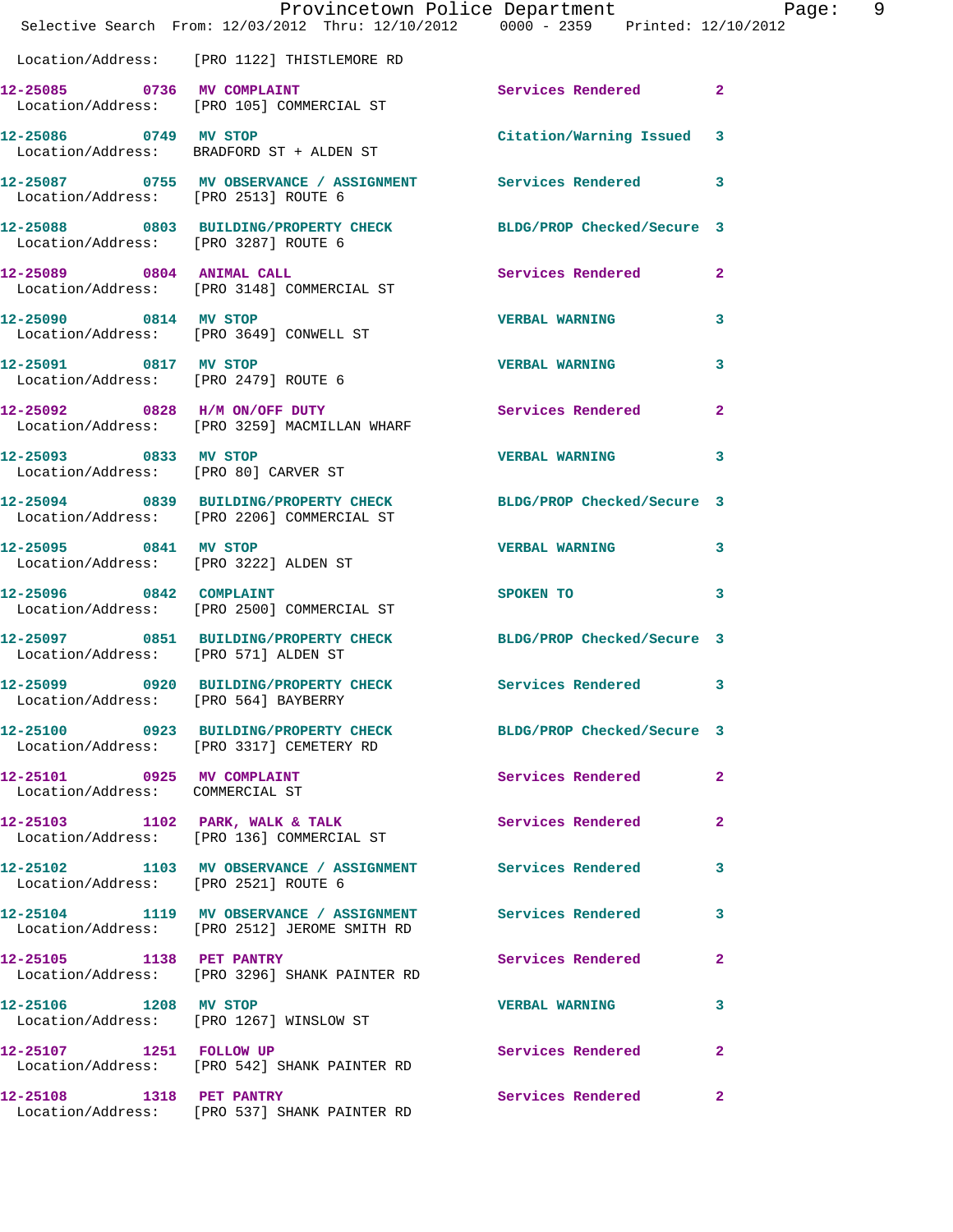Location/Address: [PRO 1122] THISTLEMORE RD

**12-25085 0736 MV COMPLAINT** Services Rendered 2
Location/Address: [PRO 105] COMMERCIAL ST

**12-25086 0749 MV STOP** Citation/Warning Issued 3
Location/Address: BRADFORD ST + ALDEN ST

**12-25087 0755 MV OBSERVANCE / ASSIGNMENT** Services Rendered 3
Location/Address: [PRO 2513] ROUTE 6

**12-25088 0803 BUILDING/PROPERTY CHECK** BLDG/PROP Checked/Secure 3
Location/Address: [PRO 3287] ROUTE 6

**12-25089 0804 ANIMAL CALL** Services Rendered 2
Location/Address: [PRO 3148] COMMERCIAL ST

**12-25090 0814 MV STOP** VERBAL WARNING 3
Location/Address: [PRO 3649] CONWELL ST

**12-25091 0817 MV STOP** VERBAL WARNING 3
Location/Address: [PRO 2479] ROUTE 6

**12-25092 0828 H/M ON/OFF DUTY** Services Rendered 2
Location/Address: [PRO 3259] MACMILLAN WHARF

**12-25093 0833 MV STOP** VERBAL WARNING 3
Location/Address: [PRO 80] CARVER ST

**12-25094 0839 BUILDING/PROPERTY CHECK** BLDG/PROP Checked/Secure 3
Location/Address: [PRO 2206] COMMERCIAL ST

**12-25095 0841 MV STOP** VERBAL WARNING 3
Location/Address: [PRO 3222] ALDEN ST

**12-25096 0842 COMPLAINT** SPOKEN TO 3
Location/Address: [PRO 2500] COMMERCIAL ST

**12-25097 0851 BUILDING/PROPERTY CHECK** BLDG/PROP Checked/Secure 3
Location/Address: [PRO 571] ALDEN ST

**12-25099 0920 BUILDING/PROPERTY CHECK** Services Rendered 3
Location/Address: [PRO 564] BAYBERRY

**12-25100 0923 BUILDING/PROPERTY CHECK** BLDG/PROP Checked/Secure 3
Location/Address: [PRO 3317] CEMETERY RD

**12-25101 0925 MV COMPLAINT** Services Rendered 2
Location/Address: COMMERCIAL ST

**12-25103 1102 PARK, WALK & TALK** Services Rendered 2
Location/Address: [PRO 136] COMMERCIAL ST

**12-25102 1103 MV OBSERVANCE / ASSIGNMENT** Services Rendered 3
Location/Address: [PRO 2521] ROUTE 6

**12-25104 1119 MV OBSERVANCE / ASSIGNMENT** Services Rendered 3
Location/Address: [PRO 2512] JEROME SMITH RD

**12-25105 1138 PET PANTRY** Services Rendered 2
Location/Address: [PRO 3296] SHANK PAINTER RD

**12-25106 1208 MV STOP** VERBAL WARNING 3
Location/Address: [PRO 1267] WINSLOW ST

**12-25107 1251 FOLLOW UP** Services Rendered 2
Location/Address: [PRO 542] SHANK PAINTER RD

**12-25108 1318 PET PANTRY** Services Rendered 2
Location/Address: [PRO 537] SHANK PAINTER RD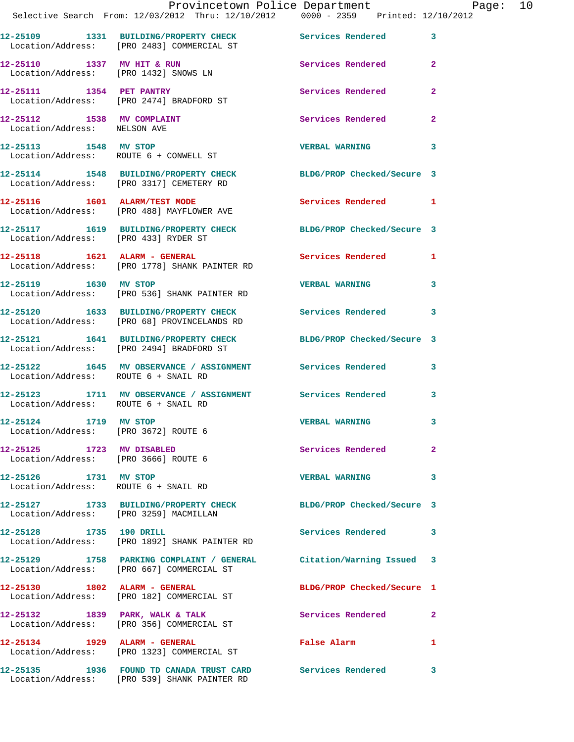12-25109 1331 BUILDING/PROPERTY CHECK Services Rendered 3
Location/Address: [PRO 2483] COMMERCIAL ST

12-25110 1337 MV HIT & RUN Services Rendered 2
Location/Address: [PRO 1432] SNOWS LN

12-25111 1354 PET PANTRY Services Rendered 2
Location/Address: [PRO 2474] BRADFORD ST

12-25112 1538 MV COMPLAINT Services Rendered 2
Location/Address: NELSON AVE

12-25113 1548 MV STOP VERBAL WARNING 3
Location/Address: ROUTE 6 + CONWELL ST

12-25114 1548 BUILDING/PROPERTY CHECK BLDG/PROP Checked/Secure 3
Location/Address: [PRO 3317] CEMETERY RD

12-25116 1601 ALARM/TEST MODE Services Rendered 1
Location/Address: [PRO 488] MAYFLOWER AVE

12-25117 1619 BUILDING/PROPERTY CHECK BLDG/PROP Checked/Secure 3
Location/Address: [PRO 433] RYDER ST

12-25118 1621 ALARM - GENERAL Services Rendered 1
Location/Address: [PRO 1778] SHANK PAINTER RD

12-25119 1630 MV STOP VERBAL WARNING 3
Location/Address: [PRO 536] SHANK PAINTER RD

12-25120 1633 BUILDING/PROPERTY CHECK Services Rendered 3
Location/Address: [PRO 68] PROVINCELANDS RD

12-25121 1641 BUILDING/PROPERTY CHECK BLDG/PROP Checked/Secure 3
Location/Address: [PRO 2494] BRADFORD ST

12-25122 1645 MV OBSERVANCE / ASSIGNMENT Services Rendered 3
Location/Address: ROUTE 6 + SNAIL RD

12-25123 1711 MV OBSERVANCE / ASSIGNMENT Services Rendered 3
Location/Address: ROUTE 6 + SNAIL RD

12-25124 1719 MV STOP VERBAL WARNING 3
Location/Address: [PRO 3672] ROUTE 6

12-25125 1723 MV DISABLED Services Rendered 2
Location/Address: [PRO 3666] ROUTE 6

12-25126 1731 MV STOP VERBAL WARNING 3
Location/Address: ROUTE 6 + SNAIL RD

12-25127 1733 BUILDING/PROPERTY CHECK BLDG/PROP Checked/Secure 3
Location/Address: [PRO 3259] MACMILLAN

12-25128 1735 190 DRILL Services Rendered 3
Location/Address: [PRO 1892] SHANK PAINTER RD

12-25129 1758 PARKING COMPLAINT / GENERAL Citation/Warning Issued 3
Location/Address: [PRO 667] COMMERCIAL ST

12-25130 1802 ALARM - GENERAL BLDG/PROP Checked/Secure 1
Location/Address: [PRO 182] COMMERCIAL ST

12-25132 1839 PARK, WALK & TALK Services Rendered 2
Location/Address: [PRO 356] COMMERCIAL ST

12-25134 1929 ALARM - GENERAL False Alarm 1
Location/Address: [PRO 1323] COMMERCIAL ST

12-25135 1936 FOUND TD CANADA TRUST CARD Services Rendered 3
Location/Address: [PRO 539] SHANK PAINTER RD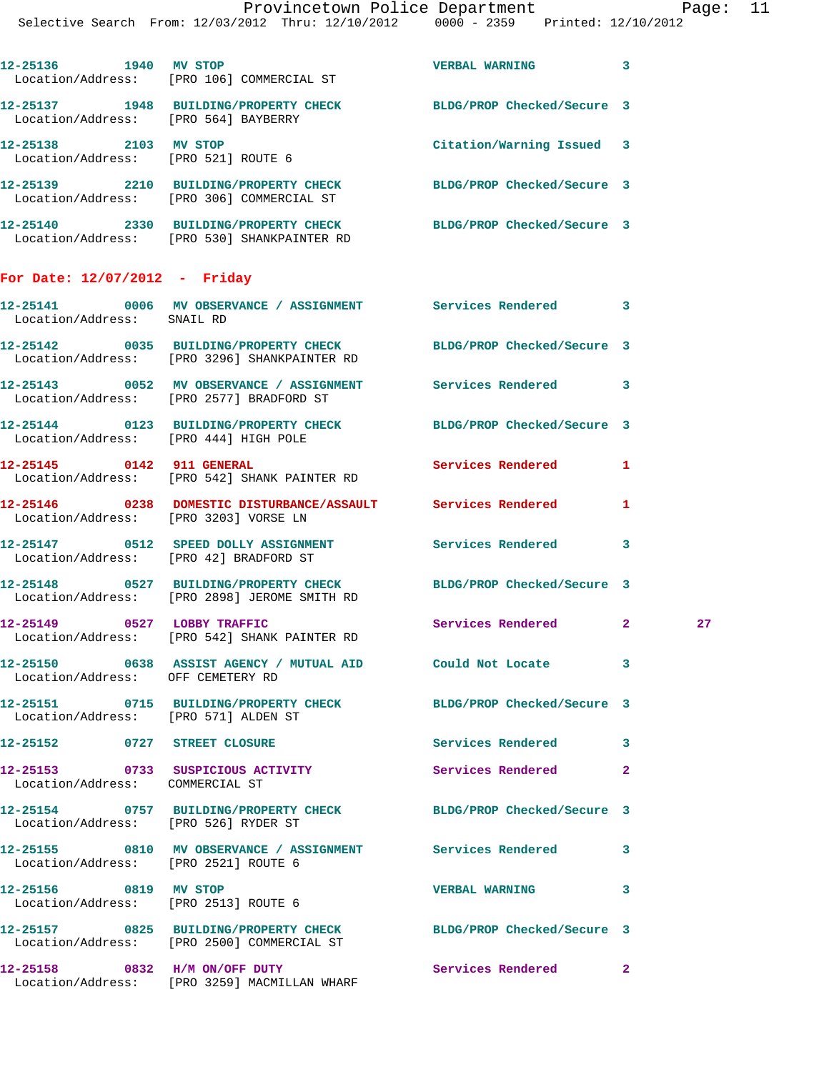12-25136 1940 MV STOP VERBAL WARNING 3
Location/Address: [PRO 106] COMMERCIAL ST

12-25137 1948 BUILDING/PROPERTY CHECK BLDG/PROP Checked/Secure 3
Location/Address: [PRO 564] BAYBERRY

12-25138 2103 MV STOP Citation/Warning Issued 3
Location/Address: [PRO 521] ROUTE 6

12-25139 2210 BUILDING/PROPERTY CHECK BLDG/PROP Checked/Secure 3
Location/Address: [PRO 306] COMMERCIAL ST

12-25140 2330 BUILDING/PROPERTY CHECK BLDG/PROP Checked/Secure 3
Location/Address: [PRO 530] SHANKPAINTER RD

**For Date: 12/07/2012 - Friday**

12-25141 0006 MV OBSERVANCE / ASSIGNMENT Services Rendered 3
Location/Address: SNAIL RD

12-25142 0035 BUILDING/PROPERTY CHECK BLDG/PROP Checked/Secure 3
Location/Address: [PRO 3296] SHANKPAINTER RD

12-25143 0052 MV OBSERVANCE / ASSIGNMENT Services Rendered 3
Location/Address: [PRO 2577] BRADFORD ST

12-25144 0123 BUILDING/PROPERTY CHECK BLDG/PROP Checked/Secure 3
Location/Address: [PRO 444] HIGH POLE

12-25145 0142 911 GENERAL Services Rendered 1
Location/Address: [PRO 542] SHANK PAINTER RD

12-25146 0238 DOMESTIC DISTURBANCE/ASSAULT Services Rendered 1
Location/Address: [PRO 3203] VORSE LN

12-25147 0512 SPEED DOLLY ASSIGNMENT Services Rendered 3
Location/Address: [PRO 42] BRADFORD ST

12-25148 0527 BUILDING/PROPERTY CHECK BLDG/PROP Checked/Secure 3
Location/Address: [PRO 2898] JEROME SMITH RD

12-25149 0527 LOBBY TRAFFIC Services Rendered 2 27
Location/Address: [PRO 542] SHANK PAINTER RD

12-25150 0638 ASSIST AGENCY / MUTUAL AID Could Not Locate 3
Location/Address: OFF CEMETERY RD

12-25151 0715 BUILDING/PROPERTY CHECK BLDG/PROP Checked/Secure 3
Location/Address: [PRO 571] ALDEN ST

12-25152 0727 STREET CLOSURE Services Rendered 3

12-25153 0733 SUSPICIOUS ACTIVITY Services Rendered 2
Location/Address: COMMERCIAL ST

12-25154 0757 BUILDING/PROPERTY CHECK BLDG/PROP Checked/Secure 3
Location/Address: [PRO 526] RYDER ST

12-25155 0810 MV OBSERVANCE / ASSIGNMENT Services Rendered 3
Location/Address: [PRO 2521] ROUTE 6

12-25156 0819 MV STOP VERBAL WARNING 3
Location/Address: [PRO 2513] ROUTE 6

12-25157 0825 BUILDING/PROPERTY CHECK BLDG/PROP Checked/Secure 3
Location/Address: [PRO 2500] COMMERCIAL ST

12-25158 0832 H/M ON/OFF DUTY Services Rendered 2
Location/Address: [PRO 3259] MACMILLAN WHARF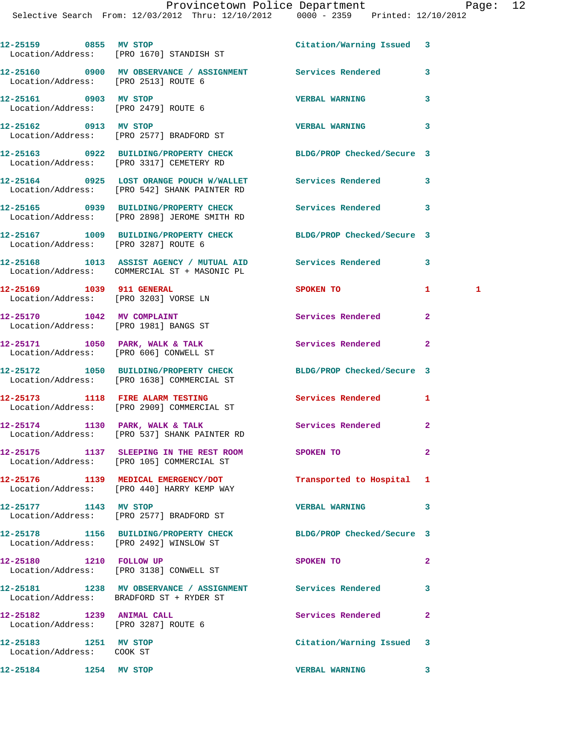12-25159 0855 MV STOP Citation/Warning Issued 3
Location/Address: [PRO 1670] STANDISH ST

12-25160 0900 MV OBSERVANCE / ASSIGNMENT Services Rendered 3
Location/Address: [PRO 2513] ROUTE 6

12-25161 0903 MV STOP VERBAL WARNING 3
Location/Address: [PRO 2479] ROUTE 6

12-25162 0913 MV STOP VERBAL WARNING 3
Location/Address: [PRO 2577] BRADFORD ST

12-25163 0922 BUILDING/PROPERTY CHECK BLDG/PROP Checked/Secure 3
Location/Address: [PRO 3317] CEMETERY RD

12-25164 0925 LOST ORANGE POUCH W/WALLET Services Rendered 3
Location/Address: [PRO 542] SHANK PAINTER RD

12-25165 0939 BUILDING/PROPERTY CHECK Services Rendered 3
Location/Address: [PRO 2898] JEROME SMITH RD

12-25167 1009 BUILDING/PROPERTY CHECK BLDG/PROP Checked/Secure 3
Location/Address: [PRO 3287] ROUTE 6

12-25168 1013 ASSIST AGENCY / MUTUAL AID Services Rendered 3
Location/Address: COMMERCIAL ST + MASONIC PL

12-25169 1039 911 GENERAL SPOKEN TO 1 1
Location/Address: [PRO 3203] VORSE LN

12-25170 1042 MV COMPLAINT Services Rendered 2
Location/Address: [PRO 1981] BANGS ST

12-25171 1050 PARK, WALK & TALK Services Rendered 2
Location/Address: [PRO 606] CONWELL ST

12-25172 1050 BUILDING/PROPERTY CHECK BLDG/PROP Checked/Secure 3
Location/Address: [PRO 1638] COMMERCIAL ST

12-25173 1118 FIRE ALARM TESTING Services Rendered 1
Location/Address: [PRO 2909] COMMERCIAL ST

12-25174 1130 PARK, WALK & TALK Services Rendered 2
Location/Address: [PRO 537] SHANK PAINTER RD

12-25175 1137 SLEEPING IN THE REST ROOM SPOKEN TO 2
Location/Address: [PRO 105] COMMERCIAL ST

12-25176 1139 MEDICAL EMERGENCY/DOT Transported to Hospital 1
Location/Address: [PRO 440] HARRY KEMP WAY

12-25177 1143 MV STOP VERBAL WARNING 3
Location/Address: [PRO 2577] BRADFORD ST

12-25178 1156 BUILDING/PROPERTY CHECK BLDG/PROP Checked/Secure 3
Location/Address: [PRO 2492] WINSLOW ST

12-25180 1210 FOLLOW UP SPOKEN TO 2
Location/Address: [PRO 3138] CONWELL ST

12-25181 1238 MV OBSERVANCE / ASSIGNMENT Services Rendered 3
Location/Address: BRADFORD ST + RYDER ST

12-25182 1239 ANIMAL CALL Services Rendered 2
Location/Address: [PRO 3287] ROUTE 6

12-25183 1251 MV STOP Citation/Warning Issued 3
Location/Address: COOK ST

12-25184 1254 MV STOP VERBAL WARNING 3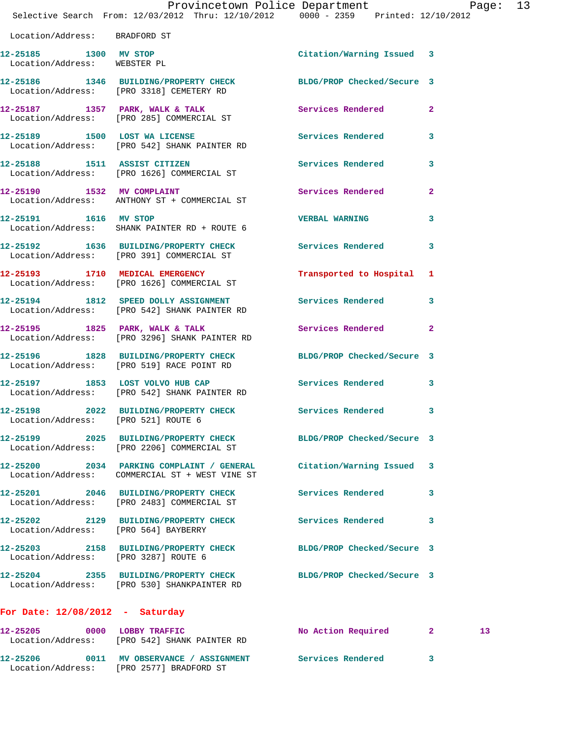Location/Address: BRADFORD ST

| Call Number | Time | Call Reason | Action | Priority |
|---|---|---|---|---|
| 12-25185 | 1300 | MV STOP | Citation/Warning Issued | 3 |
| Location/Address: | | WEBSTER PL | | |
| 12-25186 | 1346 | BUILDING/PROPERTY CHECK | BLDG/PROP Checked/Secure | 3 |
| Location/Address: | | [PRO 3318] CEMETERY RD | | |
| 12-25187 | 1357 | PARK, WALK & TALK | Services Rendered | 2 |
| Location/Address: | | [PRO 285] COMMERCIAL ST | | |
| 12-25189 | 1500 | LOST WA LICENSE | Services Rendered | 3 |
| Location/Address: | | [PRO 542] SHANK PAINTER RD | | |
| 12-25188 | 1511 | ASSIST CITIZEN | Services Rendered | 3 |
| Location/Address: | | [PRO 1626] COMMERCIAL ST | | |
| 12-25190 | 1532 | MV COMPLAINT | Services Rendered | 2 |
| Location/Address: | | ANTHONY ST + COMMERCIAL ST | | |
| 12-25191 | 1616 | MV STOP | VERBAL WARNING | 3 |
| Location/Address: | | SHANK PAINTER RD + ROUTE 6 | | |
| 12-25192 | 1636 | BUILDING/PROPERTY CHECK | Services Rendered | 3 |
| Location/Address: | | [PRO 391] COMMERCIAL ST | | |
| 12-25193 | 1710 | MEDICAL EMERGENCY | Transported to Hospital | 1 |
| Location/Address: | | [PRO 1626] COMMERCIAL ST | | |
| 12-25194 | 1812 | SPEED DOLLY ASSIGNMENT | Services Rendered | 3 |
| Location/Address: | | [PRO 542] SHANK PAINTER RD | | |
| 12-25195 | 1825 | PARK, WALK & TALK | Services Rendered | 2 |
| Location/Address: | | [PRO 3296] SHANK PAINTER RD | | |
| 12-25196 | 1828 | BUILDING/PROPERTY CHECK | BLDG/PROP Checked/Secure | 3 |
| Location/Address: | | [PRO 519] RACE POINT RD | | |
| 12-25197 | 1853 | LOST VOLVO HUB CAP | Services Rendered | 3 |
| Location/Address: | | [PRO 542] SHANK PAINTER RD | | |
| 12-25198 | 2022 | BUILDING/PROPERTY CHECK | Services Rendered | 3 |
| Location/Address: | | [PRO 521] ROUTE 6 | | |
| 12-25199 | 2025 | BUILDING/PROPERTY CHECK | BLDG/PROP Checked/Secure | 3 |
| Location/Address: | | [PRO 2206] COMMERCIAL ST | | |
| 12-25200 | 2034 | PARKING COMPLAINT / GENERAL | Citation/Warning Issued | 3 |
| Location/Address: | | COMMERCIAL ST + WEST VINE ST | | |
| 12-25201 | 2046 | BUILDING/PROPERTY CHECK | Services Rendered | 3 |
| Location/Address: | | [PRO 2483] COMMERCIAL ST | | |
| 12-25202 | 2129 | BUILDING/PROPERTY CHECK | Services Rendered | 3 |
| Location/Address: | | [PRO 564] BAYBERRY | | |
| 12-25203 | 2158 | BUILDING/PROPERTY CHECK | BLDG/PROP Checked/Secure | 3 |
| Location/Address: | | [PRO 3287] ROUTE 6 | | |
| 12-25204 | 2355 | BUILDING/PROPERTY CHECK | BLDG/PROP Checked/Secure | 3 |
| Location/Address: | | [PRO 530] SHANKPAINTER RD | | |

## For Date: 12/08/2012 - Saturday

| Call Number | Time | Call Reason | Action | Priority |
|---|---|---|---|---|
| 12-25205 | 0000 | LOBBY TRAFFIC | No Action Required | 2 |
| Location/Address: | | [PRO 542] SHANK PAINTER RD | | |
| 12-25206 | 0011 | MV OBSERVANCE / ASSIGNMENT | Services Rendered | 3 |
| Location/Address: | | [PRO 2577] BRADFORD ST | | |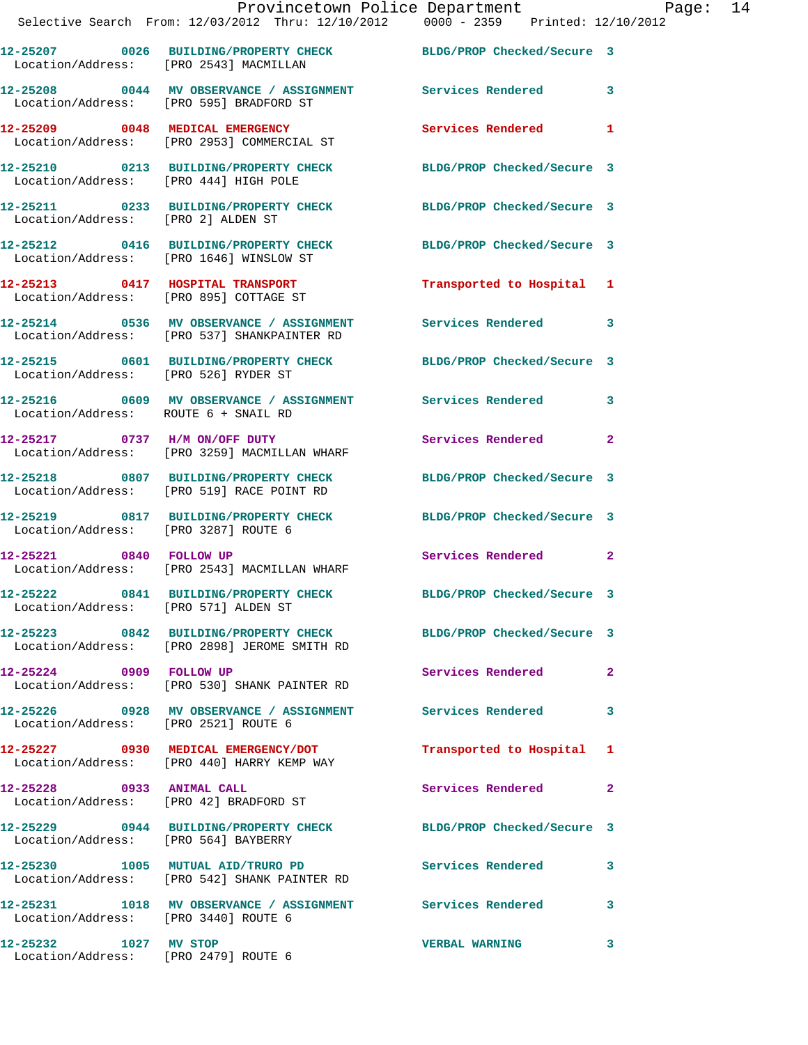12-25207 0026 BUILDING/PROPERTY CHECK BLDG/PROP Checked/Secure 3
Location/Address: [PRO 2543] MACMILLAN

12-25208 0044 MV OBSERVANCE / ASSIGNMENT Services Rendered 3
Location/Address: [PRO 595] BRADFORD ST

12-25209 0048 MEDICAL EMERGENCY Services Rendered 1
Location/Address: [PRO 2953] COMMERCIAL ST

12-25210 0213 BUILDING/PROPERTY CHECK BLDG/PROP Checked/Secure 3
Location/Address: [PRO 444] HIGH POLE

12-25211 0233 BUILDING/PROPERTY CHECK BLDG/PROP Checked/Secure 3
Location/Address: [PRO 2] ALDEN ST

12-25212 0416 BUILDING/PROPERTY CHECK BLDG/PROP Checked/Secure 3
Location/Address: [PRO 1646] WINSLOW ST

12-25213 0417 HOSPITAL TRANSPORT Transported to Hospital 1
Location/Address: [PRO 895] COTTAGE ST

12-25214 0536 MV OBSERVANCE / ASSIGNMENT Services Rendered 3
Location/Address: [PRO 537] SHANKPAINTER RD

12-25215 0601 BUILDING/PROPERTY CHECK BLDG/PROP Checked/Secure 3
Location/Address: [PRO 526] RYDER ST

12-25216 0609 MV OBSERVANCE / ASSIGNMENT Services Rendered 3
Location/Address: ROUTE 6 + SNAIL RD

12-25217 0737 H/M ON/OFF DUTY Services Rendered 2
Location/Address: [PRO 3259] MACMILLAN WHARF

12-25218 0807 BUILDING/PROPERTY CHECK BLDG/PROP Checked/Secure 3
Location/Address: [PRO 519] RACE POINT RD

12-25219 0817 BUILDING/PROPERTY CHECK BLDG/PROP Checked/Secure 3
Location/Address: [PRO 3287] ROUTE 6

12-25221 0840 FOLLOW UP Services Rendered 2
Location/Address: [PRO 2543] MACMILLAN WHARF

12-25222 0841 BUILDING/PROPERTY CHECK BLDG/PROP Checked/Secure 3
Location/Address: [PRO 571] ALDEN ST

12-25223 0842 BUILDING/PROPERTY CHECK BLDG/PROP Checked/Secure 3
Location/Address: [PRO 2898] JEROME SMITH RD

12-25224 0909 FOLLOW UP Services Rendered 2
Location/Address: [PRO 530] SHANK PAINTER RD

12-25226 0928 MV OBSERVANCE / ASSIGNMENT Services Rendered 3
Location/Address: [PRO 2521] ROUTE 6

12-25227 0930 MEDICAL EMERGENCY/DOT Transported to Hospital 1
Location/Address: [PRO 440] HARRY KEMP WAY

12-25228 0933 ANIMAL CALL Services Rendered 2
Location/Address: [PRO 42] BRADFORD ST

12-25229 0944 BUILDING/PROPERTY CHECK BLDG/PROP Checked/Secure 3
Location/Address: [PRO 564] BAYBERRY

12-25230 1005 MUTUAL AID/TRURO PD Services Rendered 3
Location/Address: [PRO 542] SHANK PAINTER RD

12-25231 1018 MV OBSERVANCE / ASSIGNMENT Services Rendered 3
Location/Address: [PRO 3440] ROUTE 6

12-25232 1027 MV STOP VERBAL WARNING 3
Location/Address: [PRO 2479] ROUTE 6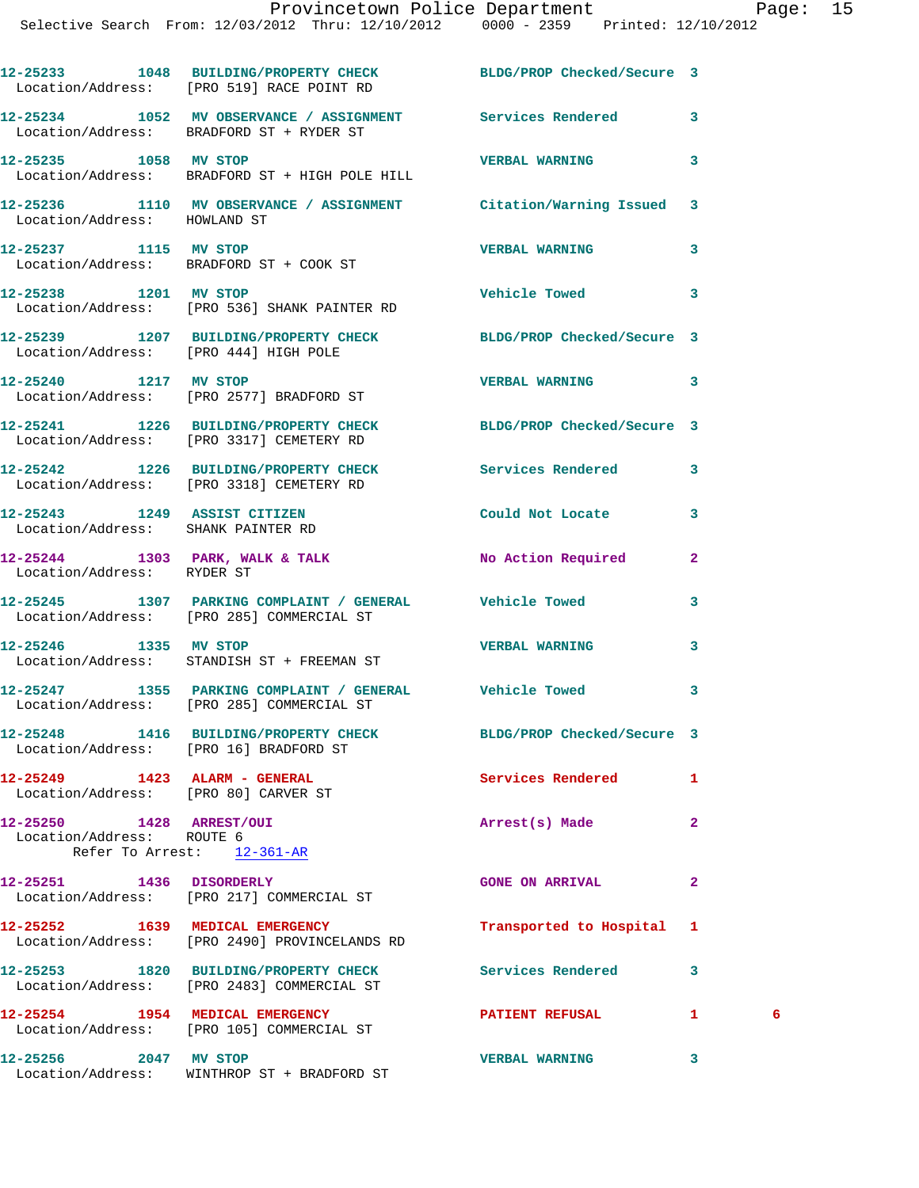12-25233 1048 BUILDING/PROPERTY CHECK BLDG/PROP Checked/Secure 3
Location/Address: [PRO 519] RACE POINT RD

12-25234 1052 MV OBSERVANCE / ASSIGNMENT Services Rendered 3
Location/Address: BRADFORD ST + RYDER ST

12-25235 1058 MV STOP VERBAL WARNING 3
Location/Address: BRADFORD ST + HIGH POLE HILL

12-25236 1110 MV OBSERVANCE / ASSIGNMENT Citation/Warning Issued 3
Location/Address: HOWLAND ST

12-25237 1115 MV STOP VERBAL WARNING 3
Location/Address: BRADFORD ST + COOK ST

12-25238 1201 MV STOP Vehicle Towed 3
Location/Address: [PRO 536] SHANK PAINTER RD

12-25239 1207 BUILDING/PROPERTY CHECK BLDG/PROP Checked/Secure 3
Location/Address: [PRO 444] HIGH POLE

12-25240 1217 MV STOP VERBAL WARNING 3
Location/Address: [PRO 2577] BRADFORD ST

12-25241 1226 BUILDING/PROPERTY CHECK BLDG/PROP Checked/Secure 3
Location/Address: [PRO 3317] CEMETERY RD

12-25242 1226 BUILDING/PROPERTY CHECK Services Rendered 3
Location/Address: [PRO 3318] CEMETERY RD

12-25243 1249 ASSIST CITIZEN Could Not Locate 3
Location/Address: SHANK PAINTER RD

12-25244 1303 PARK, WALK & TALK No Action Required 2
Location/Address: RYDER ST

12-25245 1307 PARKING COMPLAINT / GENERAL Vehicle Towed 3
Location/Address: [PRO 285] COMMERCIAL ST

12-25246 1335 MV STOP VERBAL WARNING 3
Location/Address: STANDISH ST + FREEMAN ST

12-25247 1355 PARKING COMPLAINT / GENERAL Vehicle Towed 3
Location/Address: [PRO 285] COMMERCIAL ST

12-25248 1416 BUILDING/PROPERTY CHECK BLDG/PROP Checked/Secure 3
Location/Address: [PRO 16] BRADFORD ST

12-25249 1423 ALARM - GENERAL Services Rendered 1
Location/Address: [PRO 80] CARVER ST

12-25250 1428 ARREST/OUI Arrest(s) Made 2
Location/Address: ROUTE 6
Refer To Arrest: 12-361-AR

12-25251 1436 DISORDERLY GONE ON ARRIVAL 2
Location/Address: [PRO 217] COMMERCIAL ST

12-25252 1639 MEDICAL EMERGENCY Transported to Hospital 1
Location/Address: [PRO 2490] PROVINCELANDS RD

12-25253 1820 BUILDING/PROPERTY CHECK Services Rendered 3
Location/Address: [PRO 2483] COMMERCIAL ST

12-25254 1954 MEDICAL EMERGENCY PATIENT REFUSAL 1 6
Location/Address: [PRO 105] COMMERCIAL ST

12-25256 2047 MV STOP VERBAL WARNING 3
Location/Address: WINTHROP ST + BRADFORD ST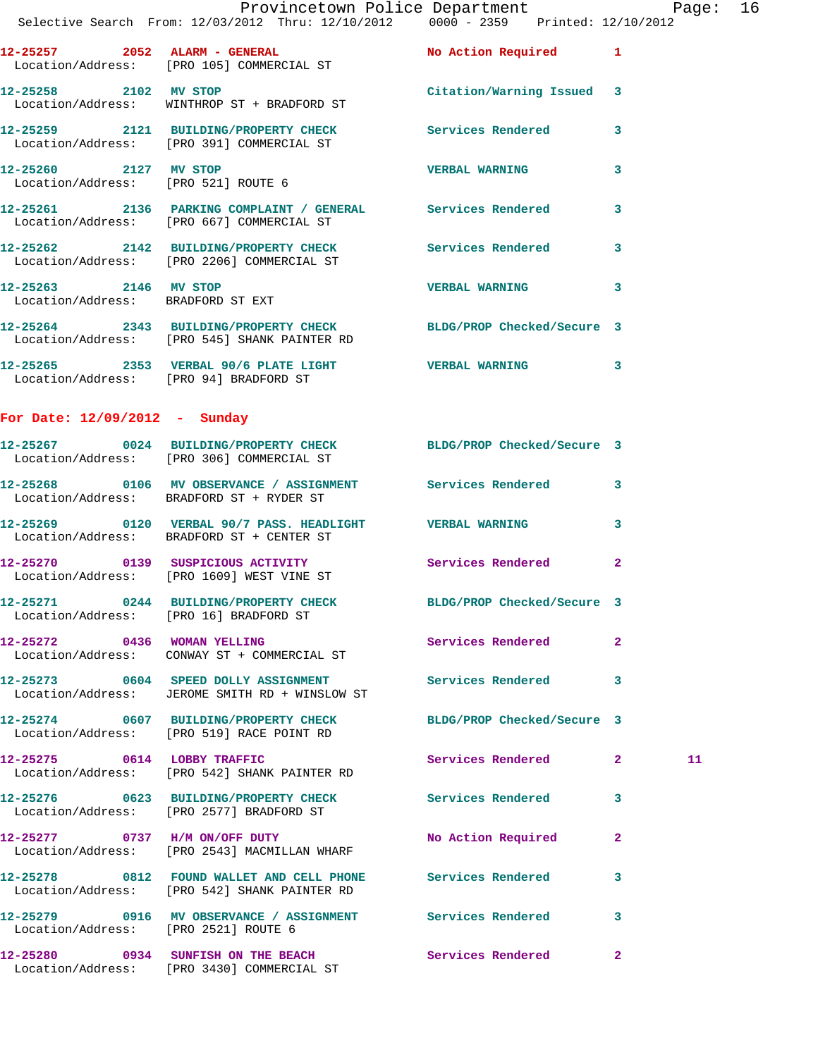12-25257 2052 ALARM - GENERAL No Action Required 1
Location/Address: [PRO 105] COMMERCIAL ST

12-25258 2102 MV STOP Citation/Warning Issued 3
Location/Address: WINTHROP ST + BRADFORD ST

12-25259 2121 BUILDING/PROPERTY CHECK Services Rendered 3
Location/Address: [PRO 391] COMMERCIAL ST

12-25260 2127 MV STOP VERBAL WARNING 3
Location/Address: [PRO 521] ROUTE 6

12-25261 2136 PARKING COMPLAINT / GENERAL Services Rendered 3
Location/Address: [PRO 667] COMMERCIAL ST

12-25262 2142 BUILDING/PROPERTY CHECK Services Rendered 3
Location/Address: [PRO 2206] COMMERCIAL ST

12-25263 2146 MV STOP VERBAL WARNING 3
Location/Address: BRADFORD ST EXT

12-25264 2343 BUILDING/PROPERTY CHECK BLDG/PROP Checked/Secure 3
Location/Address: [PRO 545] SHANK PAINTER RD

12-25265 2353 VERBAL 90/6 PLATE LIGHT VERBAL WARNING 3
Location/Address: [PRO 94] BRADFORD ST

**For Date: 12/09/2012 - Sunday**

12-25267 0024 BUILDING/PROPERTY CHECK BLDG/PROP Checked/Secure 3
Location/Address: [PRO 306] COMMERCIAL ST

12-25268 0106 MV OBSERVANCE / ASSIGNMENT Services Rendered 3
Location/Address: BRADFORD ST + RYDER ST

12-25269 0120 VERBAL 90/7 PASS. HEADLIGHT VERBAL WARNING 3
Location/Address: BRADFORD ST + CENTER ST

12-25270 0139 SUSPICIOUS ACTIVITY Services Rendered 2
Location/Address: [PRO 1609] WEST VINE ST

12-25271 0244 BUILDING/PROPERTY CHECK BLDG/PROP Checked/Secure 3
Location/Address: [PRO 16] BRADFORD ST

12-25272 0436 WOMAN YELLING Services Rendered 2
Location/Address: CONWAY ST + COMMERCIAL ST

12-25273 0604 SPEED DOLLY ASSIGNMENT Services Rendered 3
Location/Address: JEROME SMITH RD + WINSLOW ST

12-25274 0607 BUILDING/PROPERTY CHECK BLDG/PROP Checked/Secure 3
Location/Address: [PRO 519] RACE POINT RD

12-25275 0614 LOBBY TRAFFIC Services Rendered 2 11
Location/Address: [PRO 542] SHANK PAINTER RD

12-25276 0623 BUILDING/PROPERTY CHECK Services Rendered 3
Location/Address: [PRO 2577] BRADFORD ST

12-25277 0737 H/M ON/OFF DUTY No Action Required 2
Location/Address: [PRO 2543] MACMILLAN WHARF

12-25278 0812 FOUND WALLET AND CELL PHONE Services Rendered 3
Location/Address: [PRO 542] SHANK PAINTER RD

12-25279 0916 MV OBSERVANCE / ASSIGNMENT Services Rendered 3
Location/Address: [PRO 2521] ROUTE 6

12-25280 0934 SUNFISH ON THE BEACH Services Rendered 2
Location/Address: [PRO 3430] COMMERCIAL ST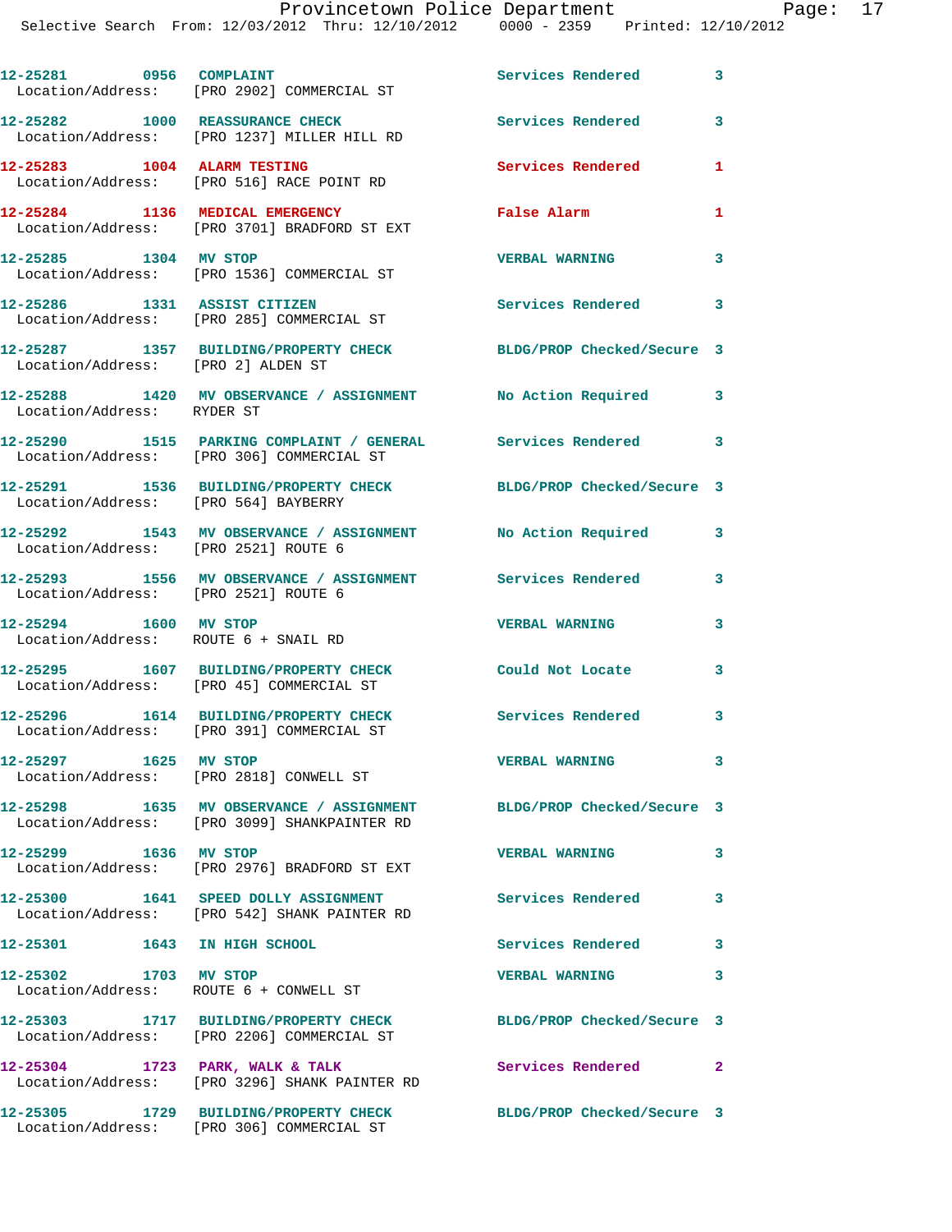| Call Number | Time | Call Reason | Action | Priority |
|---|---|---|---|---|
| 12-25281 | 0956 | COMPLAINT | Services Rendered | 3 |
| Location/Address: [PRO 2902] COMMERCIAL ST | | | | |
| 12-25282 | 1000 | REASSURANCE CHECK | Services Rendered | 3 |
| Location/Address: [PRO 1237] MILLER HILL RD | | | | |
| 12-25283 | 1004 | ALARM TESTING | Services Rendered | 1 |
| Location/Address: [PRO 516] RACE POINT RD | | | | |
| 12-25284 | 1136 | MEDICAL EMERGENCY | False Alarm | 1 |
| Location/Address: [PRO 3701] BRADFORD ST EXT | | | | |
| 12-25285 | 1304 | MV STOP | VERBAL WARNING | 3 |
| Location/Address: [PRO 1536] COMMERCIAL ST | | | | |
| 12-25286 | 1331 | ASSIST CITIZEN | Services Rendered | 3 |
| Location/Address: [PRO 285] COMMERCIAL ST | | | | |
| 12-25287 | 1357 | BUILDING/PROPERTY CHECK | BLDG/PROP Checked/Secure | 3 |
| Location/Address: [PRO 2] ALDEN ST | | | | |
| 12-25288 | 1420 | MV OBSERVANCE / ASSIGNMENT | No Action Required | 3 |
| Location/Address: RYDER ST | | | | |
| 12-25290 | 1515 | PARKING COMPLAINT / GENERAL | Services Rendered | 3 |
| Location/Address: [PRO 306] COMMERCIAL ST | | | | |
| 12-25291 | 1536 | BUILDING/PROPERTY CHECK | BLDG/PROP Checked/Secure | 3 |
| Location/Address: [PRO 564] BAYBERRY | | | | |
| 12-25292 | 1543 | MV OBSERVANCE / ASSIGNMENT | No Action Required | 3 |
| Location/Address: [PRO 2521] ROUTE 6 | | | | |
| 12-25293 | 1556 | MV OBSERVANCE / ASSIGNMENT | Services Rendered | 3 |
| Location/Address: [PRO 2521] ROUTE 6 | | | | |
| 12-25294 | 1600 | MV STOP | VERBAL WARNING | 3 |
| Location/Address: ROUTE 6 + SNAIL RD | | | | |
| 12-25295 | 1607 | BUILDING/PROPERTY CHECK | Could Not Locate | 3 |
| Location/Address: [PRO 45] COMMERCIAL ST | | | | |
| 12-25296 | 1614 | BUILDING/PROPERTY CHECK | Services Rendered | 3 |
| Location/Address: [PRO 391] COMMERCIAL ST | | | | |
| 12-25297 | 1625 | MV STOP | VERBAL WARNING | 3 |
| Location/Address: [PRO 2818] CONWELL ST | | | | |
| 12-25298 | 1635 | MV OBSERVANCE / ASSIGNMENT | BLDG/PROP Checked/Secure | 3 |
| Location/Address: [PRO 3099] SHANKPAINTER RD | | | | |
| 12-25299 | 1636 | MV STOP | VERBAL WARNING | 3 |
| Location/Address: [PRO 2976] BRADFORD ST EXT | | | | |
| 12-25300 | 1641 | SPEED DOLLY ASSIGNMENT | Services Rendered | 3 |
| Location/Address: [PRO 542] SHANK PAINTER RD | | | | |
| 12-25301 | 1643 | IN HIGH SCHOOL | Services Rendered | 3 |
| 12-25302 | 1703 | MV STOP | VERBAL WARNING | 3 |
| Location/Address: ROUTE 6 + CONWELL ST | | | | |
| 12-25303 | 1717 | BUILDING/PROPERTY CHECK | BLDG/PROP Checked/Secure | 3 |
| Location/Address: [PRO 2206] COMMERCIAL ST | | | | |
| 12-25304 | 1723 | PARK, WALK & TALK | Services Rendered | 2 |
| Location/Address: [PRO 3296] SHANK PAINTER RD | | | | |
| 12-25305 | 1729 | BUILDING/PROPERTY CHECK | BLDG/PROP Checked/Secure | 3 |
| Location/Address: [PRO 306] COMMERCIAL ST | | | | |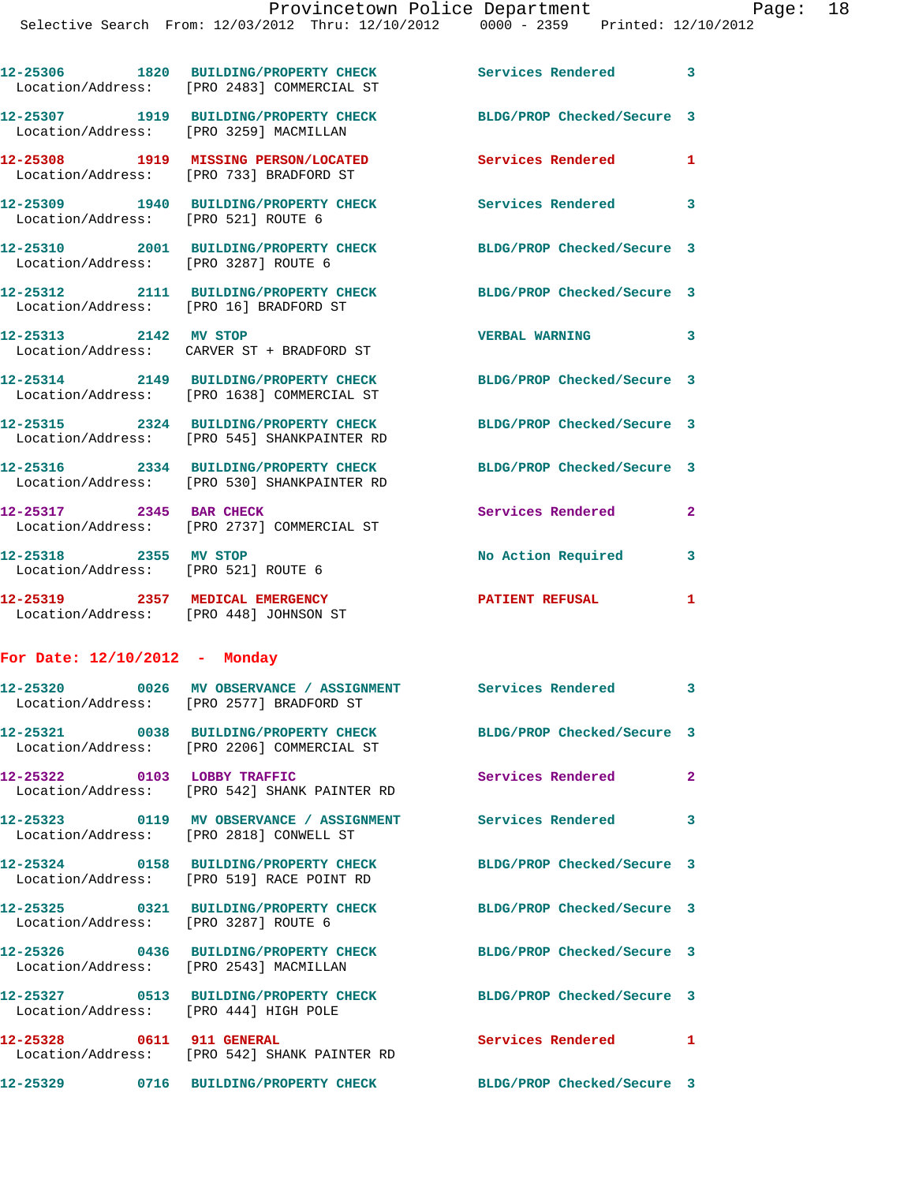12-25306 1820 BUILDING/PROPERTY CHECK Services Rendered 3
Location/Address: [PRO 2483] COMMERCIAL ST

12-25307 1919 BUILDING/PROPERTY CHECK BLDG/PROP Checked/Secure 3
Location/Address: [PRO 3259] MACMILLAN

12-25308 1919 MISSING PERSON/LOCATED Services Rendered 1
Location/Address: [PRO 733] BRADFORD ST

12-25309 1940 BUILDING/PROPERTY CHECK Services Rendered 3
Location/Address: [PRO 521] ROUTE 6

12-25310 2001 BUILDING/PROPERTY CHECK BLDG/PROP Checked/Secure 3
Location/Address: [PRO 3287] ROUTE 6

12-25312 2111 BUILDING/PROPERTY CHECK BLDG/PROP Checked/Secure 3
Location/Address: [PRO 16] BRADFORD ST

12-25313 2142 MV STOP VERBAL WARNING 3
Location/Address: CARVER ST + BRADFORD ST

12-25314 2149 BUILDING/PROPERTY CHECK BLDG/PROP Checked/Secure 3
Location/Address: [PRO 1638] COMMERCIAL ST

12-25315 2324 BUILDING/PROPERTY CHECK BLDG/PROP Checked/Secure 3
Location/Address: [PRO 545] SHANKPAINTER RD

12-25316 2334 BUILDING/PROPERTY CHECK BLDG/PROP Checked/Secure 3
Location/Address: [PRO 530] SHANKPAINTER RD

12-25317 2345 BAR CHECK Services Rendered 2
Location/Address: [PRO 2737] COMMERCIAL ST

12-25318 2355 MV STOP No Action Required 3
Location/Address: [PRO 521] ROUTE 6

12-25319 2357 MEDICAL EMERGENCY PATIENT REFUSAL 1
Location/Address: [PRO 448] JOHNSON ST

## For Date: 12/10/2012 - Monday

12-25320 0026 MV OBSERVANCE / ASSIGNMENT Services Rendered 3
Location/Address: [PRO 2577] BRADFORD ST

12-25321 0038 BUILDING/PROPERTY CHECK BLDG/PROP Checked/Secure 3
Location/Address: [PRO 2206] COMMERCIAL ST

12-25322 0103 LOBBY TRAFFIC Services Rendered 2
Location/Address: [PRO 542] SHANK PAINTER RD

12-25323 0119 MV OBSERVANCE / ASSIGNMENT Services Rendered 3
Location/Address: [PRO 2818] CONWELL ST

12-25324 0158 BUILDING/PROPERTY CHECK BLDG/PROP Checked/Secure 3
Location/Address: [PRO 519] RACE POINT RD

12-25325 0321 BUILDING/PROPERTY CHECK BLDG/PROP Checked/Secure 3
Location/Address: [PRO 3287] ROUTE 6

12-25326 0436 BUILDING/PROPERTY CHECK BLDG/PROP Checked/Secure 3
Location/Address: [PRO 2543] MACMILLAN

12-25327 0513 BUILDING/PROPERTY CHECK BLDG/PROP Checked/Secure 3
Location/Address: [PRO 444] HIGH POLE

12-25328 0611 911 GENERAL Services Rendered 1
Location/Address: [PRO 542] SHANK PAINTER RD

12-25329 0716 BUILDING/PROPERTY CHECK BLDG/PROP Checked/Secure 3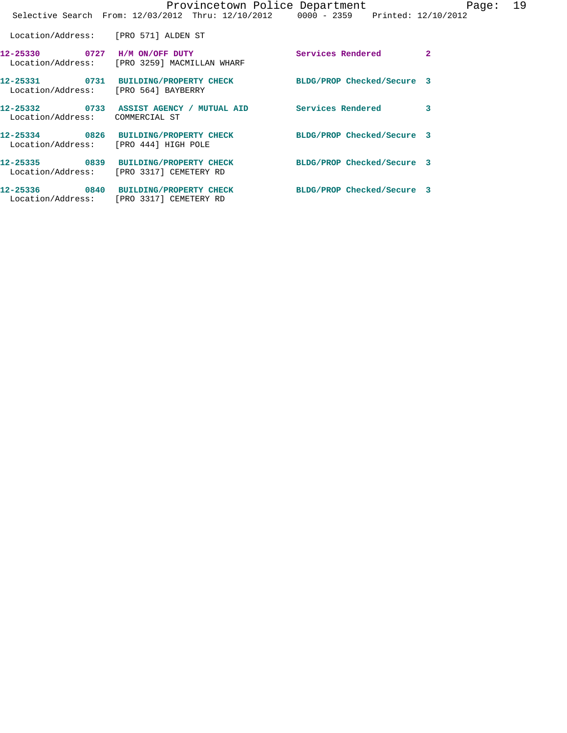Location/Address: [PRO 571] ALDEN ST

**12-25330 0727 H/M ON/OFF DUTY** Services Rendered 2
Location/Address: [PRO 3259] MACMILLAN WHARF

**12-25331 0731 BUILDING/PROPERTY CHECK** BLDG/PROP Checked/Secure 3
Location/Address: [PRO 564] BAYBERRY

**12-25332 0733 ASSIST AGENCY / MUTUAL AID** Services Rendered 3
Location/Address: COMMERCIAL ST

**12-25334 0826 BUILDING/PROPERTY CHECK** BLDG/PROP Checked/Secure 3
Location/Address: [PRO 444] HIGH POLE

**12-25335 0839 BUILDING/PROPERTY CHECK** BLDG/PROP Checked/Secure 3
Location/Address: [PRO 3317] CEMETERY RD

**12-25336 0840 BUILDING/PROPERTY CHECK** BLDG/PROP Checked/Secure 3
Location/Address: [PRO 3317] CEMETERY RD